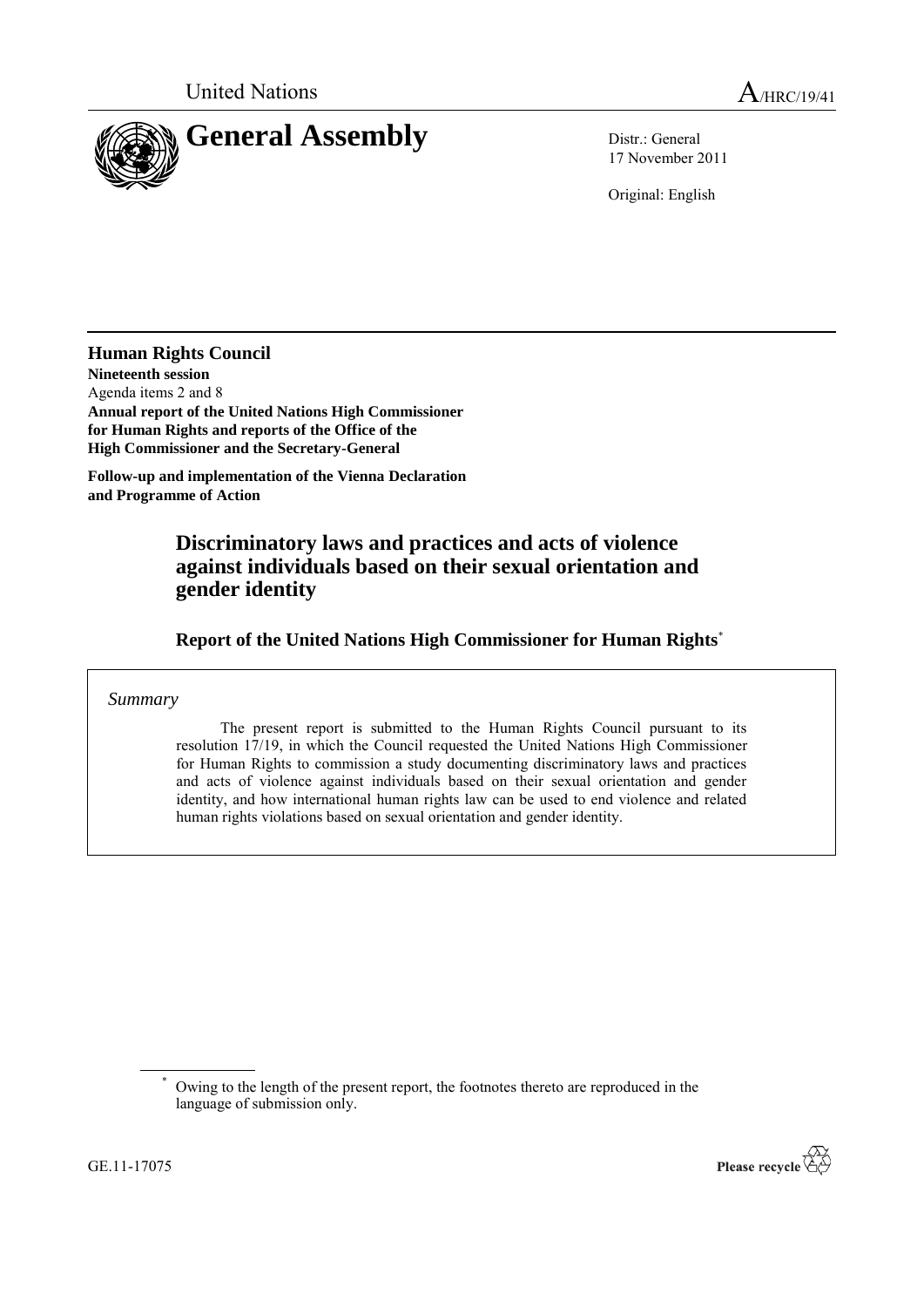United Nations

# General Assembly

A/HRC/19/41

Distr.: General
17 November 2011

Original: English

**Human Rights Council**
**Nineteenth session**
Agenda items 2 and 8
**Annual report of the United Nations High Commissioner for Human Rights and reports of the Office of the High Commissioner and the Secretary-General**

**Follow-up and implementation of the Vienna Declaration and Programme of Action**

## Discriminatory laws and practices and acts of violence against individuals based on their sexual orientation and gender identity

### Report of the United Nations High Commissioner for Human Rights*

*Summary*

The present report is submitted to the Human Rights Council pursuant to its resolution 17/19, in which the Council requested the United Nations High Commissioner for Human Rights to commission a study documenting discriminatory laws and practices and acts of violence against individuals based on their sexual orientation and gender identity, and how international human rights law can be used to end violence and related human rights violations based on sexual orientation and gender identity.

\* Owing to the length of the present report, the footnotes thereto are reproduced in the language of submission only.

GE.11-17075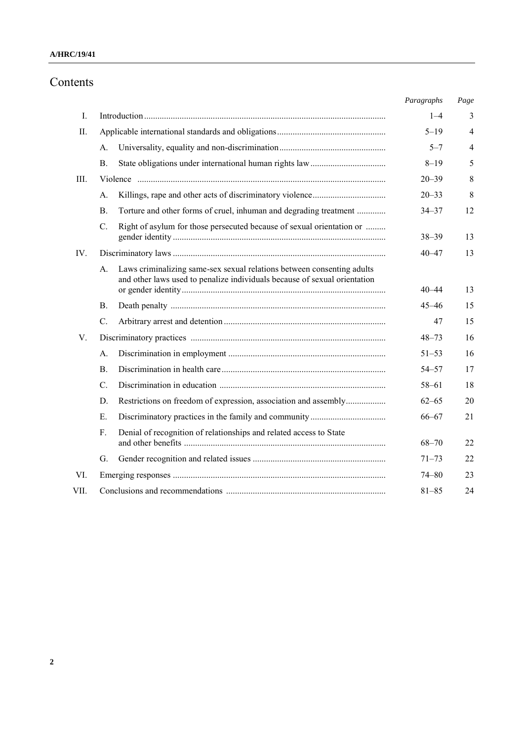# Contents

| | | Paragraphs | Page |
|---|---|---|---|
| I. | Introduction | 1–4 | 3 |
| II. | Applicable international standards and obligations | 5–19 | 4 |
| | A. Universality, equality and non-discrimination | 5–7 | 4 |
| | B. State obligations under international human rights law | 8–19 | 5 |
| III. | Violence | 20–39 | 8 |
| | A. Killings, rape and other acts of discriminatory violence | 20–33 | 8 |
| | B. Torture and other forms of cruel, inhuman and degrading treatment | 34–37 | 12 |
| | C. Right of asylum for those persecuted because of sexual orientation or gender identity | 38–39 | 13 |
| IV. | Discriminatory laws | 40–47 | 13 |
| | A. Laws criminalizing same-sex sexual relations between consenting adults and other laws used to penalize individuals because of sexual orientation or gender identity | 40–44 | 13 |
| | B. Death penalty | 45–46 | 15 |
| | C. Arbitrary arrest and detention | 47 | 15 |
| V. | Discriminatory practices | 48–73 | 16 |
| | A. Discrimination in employment | 51–53 | 16 |
| | B. Discrimination in health care | 54–57 | 17 |
| | C. Discrimination in education | 58–61 | 18 |
| | D. Restrictions on freedom of expression, association and assembly | 62–65 | 20 |
| | E. Discriminatory practices in the family and community | 66–67 | 21 |
| | F. Denial of recognition of relationships and related access to State and other benefits | 68–70 | 22 |
| | G. Gender recognition and related issues | 71–73 | 22 |
| VI. | Emerging responses | 74–80 | 23 |
| VII. | Conclusions and recommendations | 81–85 | 24 |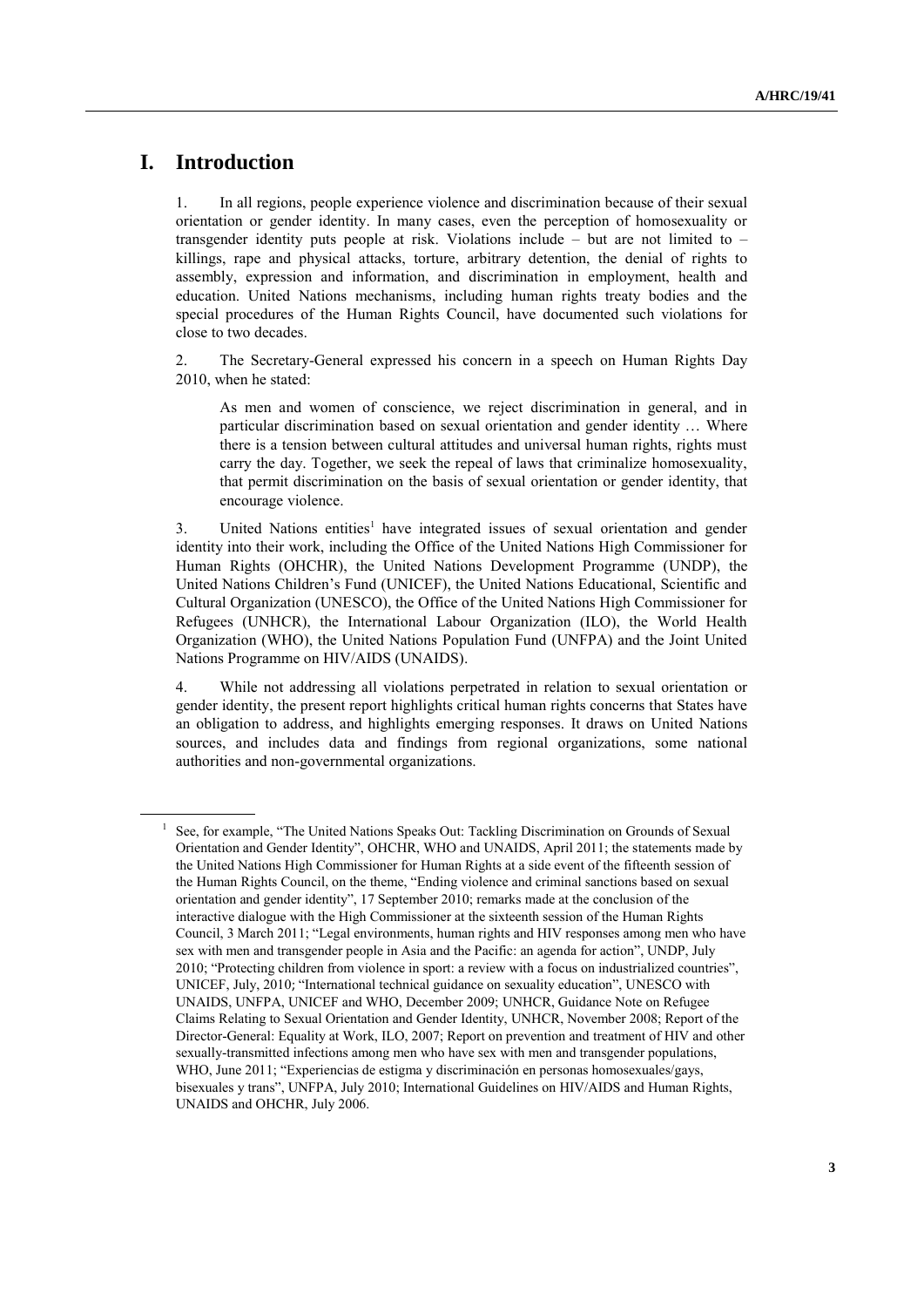# I. Introduction

1. In all regions, people experience violence and discrimination because of their sexual orientation or gender identity. In many cases, even the perception of homosexuality or transgender identity puts people at risk. Violations include – but are not limited to – killings, rape and physical attacks, torture, arbitrary detention, the denial of rights to assembly, expression and information, and discrimination in employment, health and education. United Nations mechanisms, including human rights treaty bodies and the special procedures of the Human Rights Council, have documented such violations for close to two decades.

2. The Secretary-General expressed his concern in a speech on Human Rights Day 2010, when he stated:

> As men and women of conscience, we reject discrimination in general, and in particular discrimination based on sexual orientation and gender identity … Where there is a tension between cultural attitudes and universal human rights, rights must carry the day. Together, we seek the repeal of laws that criminalize homosexuality, that permit discrimination on the basis of sexual orientation or gender identity, that encourage violence.

3. United Nations entities[1] have integrated issues of sexual orientation and gender identity into their work, including the Office of the United Nations High Commissioner for Human Rights (OHCHR), the United Nations Development Programme (UNDP), the United Nations Children's Fund (UNICEF), the United Nations Educational, Scientific and Cultural Organization (UNESCO), the Office of the United Nations High Commissioner for Refugees (UNHCR), the International Labour Organization (ILO), the World Health Organization (WHO), the United Nations Population Fund (UNFPA) and the Joint United Nations Programme on HIV/AIDS (UNAIDS).

4. While not addressing all violations perpetrated in relation to sexual orientation or gender identity, the present report highlights critical human rights concerns that States have an obligation to address, and highlights emerging responses. It draws on United Nations sources, and includes data and findings from regional organizations, some national authorities and non-governmental organizations.

[1] See, for example, "The United Nations Speaks Out: Tackling Discrimination on Grounds of Sexual Orientation and Gender Identity", OHCHR, WHO and UNAIDS, April 2011; the statements made by the United Nations High Commissioner for Human Rights at a side event of the fifteenth session of the Human Rights Council, on the theme, "Ending violence and criminal sanctions based on sexual orientation and gender identity", 17 September 2010; remarks made at the conclusion of the interactive dialogue with the High Commissioner at the sixteenth session of the Human Rights Council, 3 March 2011; "Legal environments, human rights and HIV responses among men who have sex with men and transgender people in Asia and the Pacific: an agenda for action", UNDP, July 2010; "Protecting children from violence in sport: a review with a focus on industrialized countries", UNICEF, July, 2010; "International technical guidance on sexuality education", UNESCO with UNAIDS, UNFPA, UNICEF and WHO, December 2009; UNHCR, Guidance Note on Refugee Claims Relating to Sexual Orientation and Gender Identity, UNHCR, November 2008; Report of the Director-General: Equality at Work, ILO, 2007; Report on prevention and treatment of HIV and other sexually-transmitted infections among men who have sex with men and transgender populations, WHO, June 2011; "Experiencias de estigma y discriminación en personas homosexuales/gays, bisexuales y trans", UNFPA, July 2010; International Guidelines on HIV/AIDS and Human Rights, UNAIDS and OHCHR, July 2006.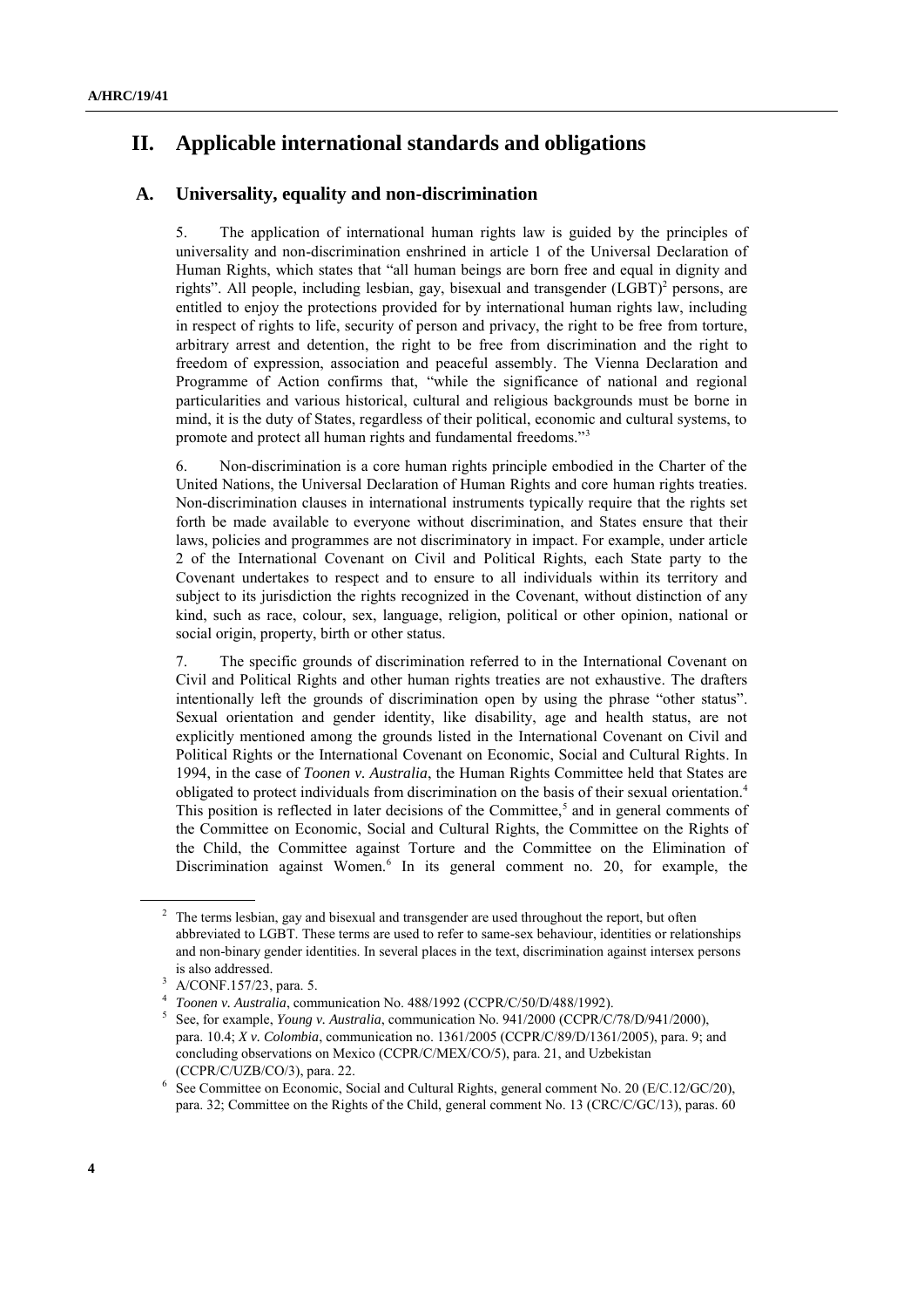## II. Applicable international standards and obligations

### A. Universality, equality and non-discrimination

5. The application of international human rights law is guided by the principles of universality and non-discrimination enshrined in article 1 of the Universal Declaration of Human Rights, which states that "all human beings are born free and equal in dignity and rights". All people, including lesbian, gay, bisexual and transgender (LGBT)[2] persons, are entitled to enjoy the protections provided for by international human rights law, including in respect of rights to life, security of person and privacy, the right to be free from torture, arbitrary arrest and detention, the right to be free from discrimination and the right to freedom of expression, association and peaceful assembly. The Vienna Declaration and Programme of Action confirms that, "while the significance of national and regional particularities and various historical, cultural and religious backgrounds must be borne in mind, it is the duty of States, regardless of their political, economic and cultural systems, to promote and protect all human rights and fundamental freedoms."[3]

6. Non-discrimination is a core human rights principle embodied in the Charter of the United Nations, the Universal Declaration of Human Rights and core human rights treaties. Non-discrimination clauses in international instruments typically require that the rights set forth be made available to everyone without discrimination, and States ensure that their laws, policies and programmes are not discriminatory in impact. For example, under article 2 of the International Covenant on Civil and Political Rights, each State party to the Covenant undertakes to respect and to ensure to all individuals within its territory and subject to its jurisdiction the rights recognized in the Covenant, without distinction of any kind, such as race, colour, sex, language, religion, political or other opinion, national or social origin, property, birth or other status.

7. The specific grounds of discrimination referred to in the International Covenant on Civil and Political Rights and other human rights treaties are not exhaustive. The drafters intentionally left the grounds of discrimination open by using the phrase "other status". Sexual orientation and gender identity, like disability, age and health status, are not explicitly mentioned among the grounds listed in the International Covenant on Civil and Political Rights or the International Covenant on Economic, Social and Cultural Rights. In 1994, in the case of *Toonen v. Australia*, the Human Rights Committee held that States are obligated to protect individuals from discrimination on the basis of their sexual orientation.[4] This position is reflected in later decisions of the Committee,[5] and in general comments of the Committee on Economic, Social and Cultural Rights, the Committee on the Rights of the Child, the Committee against Torture and the Committee on the Elimination of Discrimination against Women.[6] In its general comment no. 20, for example, the

---

[2] The terms lesbian, gay and bisexual and transgender are used throughout the report, but often abbreviated to LGBT. These terms are used to refer to same-sex behaviour, identities or relationships and non-binary gender identities. In several places in the text, discrimination against intersex persons is also addressed.

[3] A/CONF.157/23, para. 5.

[4] *Toonen v. Australia*, communication No. 488/1992 (CCPR/C/50/D/488/1992).

[5] See, for example, *Young v. Australia*, communication No. 941/2000 (CCPR/C/78/D/941/2000), para. 10.4; *X v. Colombia*, communication no. 1361/2005 (CCPR/C/89/D/1361/2005), para. 9; and concluding observations on Mexico (CCPR/C/MEX/CO/5), para. 21, and Uzbekistan (CCPR/C/UZB/CO/3), para. 22.

[6] See Committee on Economic, Social and Cultural Rights, general comment No. 20 (E/C.12/GC/20), para. 32; Committee on the Rights of the Child, general comment No. 13 (CRC/C/GC/13), paras. 60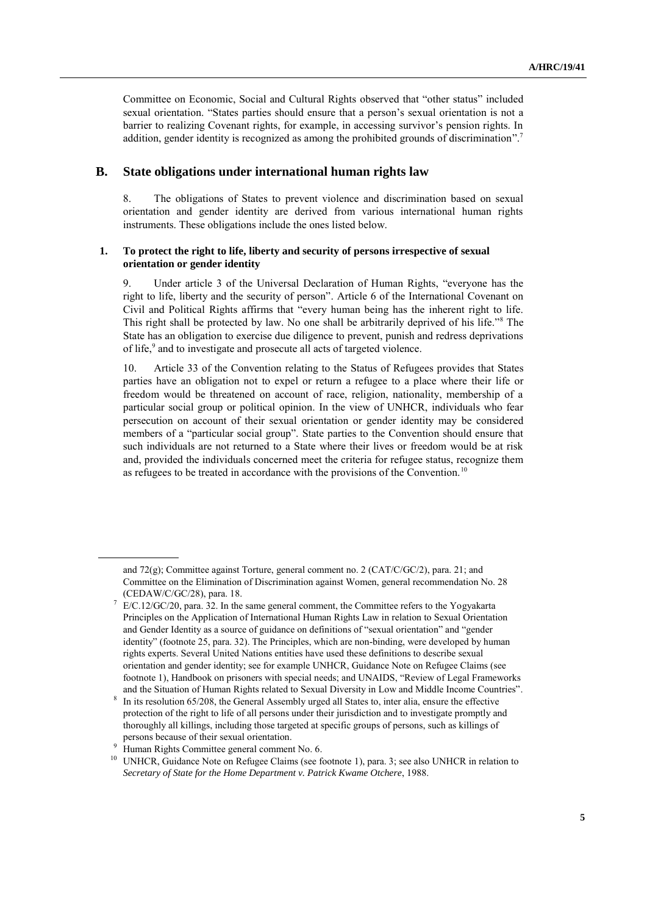Committee on Economic, Social and Cultural Rights observed that "other status" included sexual orientation. "States parties should ensure that a person's sexual orientation is not a barrier to realizing Covenant rights, for example, in accessing survivor's pension rights. In addition, gender identity is recognized as among the prohibited grounds of discrimination".[7]

## B. State obligations under international human rights law

8. The obligations of States to prevent violence and discrimination based on sexual orientation and gender identity are derived from various international human rights instruments. These obligations include the ones listed below.

### 1. To protect the right to life, liberty and security of persons irrespective of sexual orientation or gender identity

9. Under article 3 of the Universal Declaration of Human Rights, "everyone has the right to life, liberty and the security of person". Article 6 of the International Covenant on Civil and Political Rights affirms that "every human being has the inherent right to life. This right shall be protected by law. No one shall be arbitrarily deprived of his life."[8] The State has an obligation to exercise due diligence to prevent, punish and redress deprivations of life,[9] and to investigate and prosecute all acts of targeted violence.

10. Article 33 of the Convention relating to the Status of Refugees provides that States parties have an obligation not to expel or return a refugee to a place where their life or freedom would be threatened on account of race, religion, nationality, membership of a particular social group or political opinion. In the view of UNHCR, individuals who fear persecution on account of their sexual orientation or gender identity may be considered members of a "particular social group". State parties to the Convention should ensure that such individuals are not returned to a State where their lives or freedom would be at risk and, provided the individuals concerned meet the criteria for refugee status, recognize them as refugees to be treated in accordance with the provisions of the Convention.[10]

---

and 72(g); Committee against Torture, general comment no. 2 (CAT/C/GC/2), para. 21; and Committee on the Elimination of Discrimination against Women, general recommendation No. 28 (CEDAW/C/GC/28), para. 18.

[7] E/C.12/GC/20, para. 32. In the same general comment, the Committee refers to the Yogyakarta Principles on the Application of International Human Rights Law in relation to Sexual Orientation and Gender Identity as a source of guidance on definitions of "sexual orientation" and "gender identity" (footnote 25, para. 32). The Principles, which are non-binding, were developed by human rights experts. Several United Nations entities have used these definitions to describe sexual orientation and gender identity; see for example UNHCR, Guidance Note on Refugee Claims (see footnote 1), Handbook on prisoners with special needs; and UNAIDS, "Review of Legal Frameworks and the Situation of Human Rights related to Sexual Diversity in Low and Middle Income Countries".

[8] In its resolution 65/208, the General Assembly urged all States to, inter alia, ensure the effective protection of the right to life of all persons under their jurisdiction and to investigate promptly and thoroughly all killings, including those targeted at specific groups of persons, such as killings of persons because of their sexual orientation.

[9] Human Rights Committee general comment No. 6.

[10] UNHCR, Guidance Note on Refugee Claims (see footnote 1), para. 3; see also UNHCR in relation to *Secretary of State for the Home Department v. Patrick Kwame Otchere*, 1988.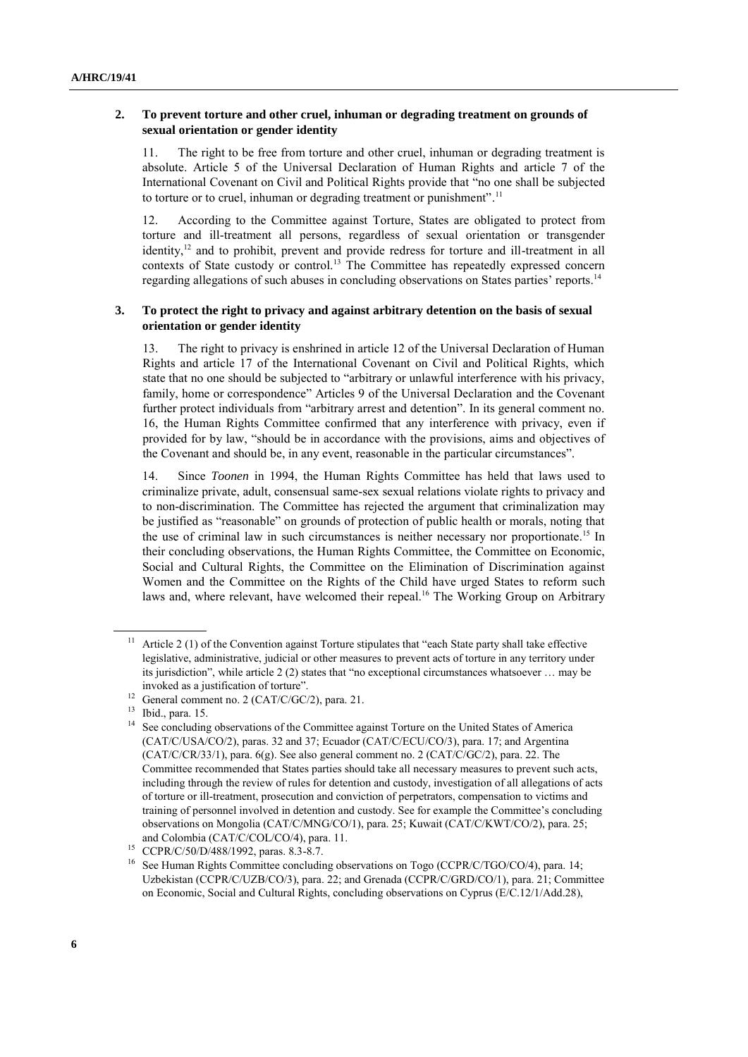## 2. To prevent torture and other cruel, inhuman or degrading treatment on grounds of sexual orientation or gender identity

11. The right to be free from torture and other cruel, inhuman or degrading treatment is absolute. Article 5 of the Universal Declaration of Human Rights and article 7 of the International Covenant on Civil and Political Rights provide that "no one shall be subjected to torture or to cruel, inhuman or degrading treatment or punishment".[11]

12. According to the Committee against Torture, States are obligated to protect from torture and ill-treatment all persons, regardless of sexual orientation or transgender identity,[12] and to prohibit, prevent and provide redress for torture and ill-treatment in all contexts of State custody or control.[13] The Committee has repeatedly expressed concern regarding allegations of such abuses in concluding observations on States parties' reports.[14]

## 3. To protect the right to privacy and against arbitrary detention on the basis of sexual orientation or gender identity

13. The right to privacy is enshrined in article 12 of the Universal Declaration of Human Rights and article 17 of the International Covenant on Civil and Political Rights, which state that no one should be subjected to "arbitrary or unlawful interference with his privacy, family, home or correspondence" Articles 9 of the Universal Declaration and the Covenant further protect individuals from "arbitrary arrest and detention". In its general comment no. 16, the Human Rights Committee confirmed that any interference with privacy, even if provided for by law, "should be in accordance with the provisions, aims and objectives of the Covenant and should be, in any event, reasonable in the particular circumstances".

14. Since *Toonen* in 1994, the Human Rights Committee has held that laws used to criminalize private, adult, consensual same-sex sexual relations violate rights to privacy and to non-discrimination. The Committee has rejected the argument that criminalization may be justified as "reasonable" on grounds of protection of public health or morals, noting that the use of criminal law in such circumstances is neither necessary nor proportionate.[15] In their concluding observations, the Human Rights Committee, the Committee on Economic, Social and Cultural Rights, the Committee on the Elimination of Discrimination against Women and the Committee on the Rights of the Child have urged States to reform such laws and, where relevant, have welcomed their repeal.[16] The Working Group on Arbitrary

---

[11] Article 2 (1) of the Convention against Torture stipulates that "each State party shall take effective legislative, administrative, judicial or other measures to prevent acts of torture in any territory under its jurisdiction", while article 2 (2) states that "no exceptional circumstances whatsoever … may be invoked as a justification of torture".

[12] General comment no. 2 (CAT/C/GC/2), para. 21.

[13] Ibid., para. 15.

[14] See concluding observations of the Committee against Torture on the United States of America (CAT/C/USA/CO/2), paras. 32 and 37; Ecuador (CAT/C/ECU/CO/3), para. 17; and Argentina (CAT/C/CR/33/1), para. 6(g). See also general comment no. 2 (CAT/C/GC/2), para. 22. The Committee recommended that States parties should take all necessary measures to prevent such acts, including through the review of rules for detention and custody, investigation of all allegations of acts of torture or ill-treatment, prosecution and conviction of perpetrators, compensation to victims and training of personnel involved in detention and custody. See for example the Committee's concluding observations on Mongolia (CAT/C/MNG/CO/1), para. 25; Kuwait (CAT/C/KWT/CO/2), para. 25; and Colombia (CAT/C/COL/CO/4), para. 11.

[15] CCPR/C/50/D/488/1992, paras. 8.3-8.7.

[16] See Human Rights Committee concluding observations on Togo (CCPR/C/TGO/CO/4), para. 14; Uzbekistan (CCPR/C/UZB/CO/3), para. 22; and Grenada (CCPR/C/GRD/CO/1), para. 21; Committee on Economic, Social and Cultural Rights, concluding observations on Cyprus (E/C.12/1/Add.28),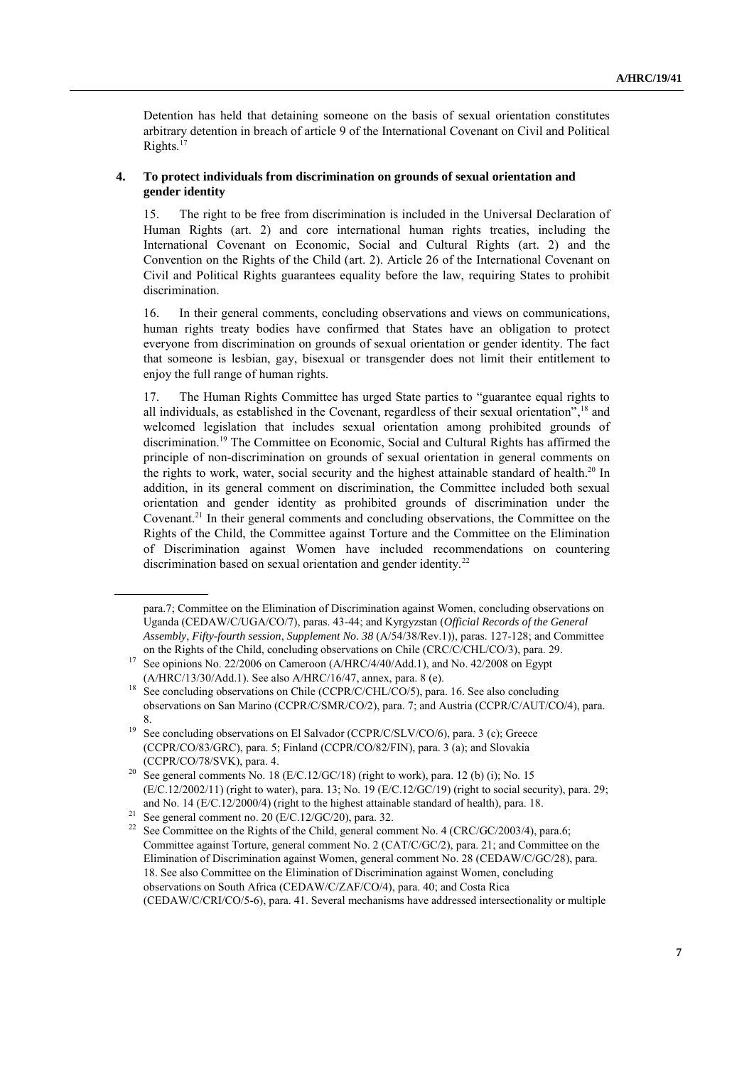Detention has held that detaining someone on the basis of sexual orientation constitutes arbitrary detention in breach of article 9 of the International Covenant on Civil and Political Rights.[17]

### 4. To protect individuals from discrimination on grounds of sexual orientation and gender identity

15. The right to be free from discrimination is included in the Universal Declaration of Human Rights (art. 2) and core international human rights treaties, including the International Covenant on Economic, Social and Cultural Rights (art. 2) and the Convention on the Rights of the Child (art. 2). Article 26 of the International Covenant on Civil and Political Rights guarantees equality before the law, requiring States to prohibit discrimination.

16. In their general comments, concluding observations and views on communications, human rights treaty bodies have confirmed that States have an obligation to protect everyone from discrimination on grounds of sexual orientation or gender identity. The fact that someone is lesbian, gay, bisexual or transgender does not limit their entitlement to enjoy the full range of human rights.

17. The Human Rights Committee has urged State parties to "guarantee equal rights to all individuals, as established in the Covenant, regardless of their sexual orientation",[18] and welcomed legislation that includes sexual orientation among prohibited grounds of discrimination.[19] The Committee on Economic, Social and Cultural Rights has affirmed the principle of non-discrimination on grounds of sexual orientation in general comments on the rights to work, water, social security and the highest attainable standard of health.[20] In addition, in its general comment on discrimination, the Committee included both sexual orientation and gender identity as prohibited grounds of discrimination under the Covenant.[21] In their general comments and concluding observations, the Committee on the Rights of the Child, the Committee against Torture and the Committee on the Elimination of Discrimination against Women have included recommendations on countering discrimination based on sexual orientation and gender identity.[22]

---

para.7; Committee on the Elimination of Discrimination against Women, concluding observations on Uganda (CEDAW/C/UGA/CO/7), paras. 43-44; and Kyrgyzstan (*Official Records of the General Assembly*, *Fifty-fourth session*, *Supplement No. 38* (A/54/38/Rev.1)), paras. 127-128; and Committee on the Rights of the Child, concluding observations on Chile (CRC/C/CHL/CO/3), para. 29.

[17] See opinions No. 22/2006 on Cameroon (A/HRC/4/40/Add.1), and No. 42/2008 on Egypt (A/HRC/13/30/Add.1). See also A/HRC/16/47, annex, para. 8 (e).

[18] See concluding observations on Chile (CCPR/C/CHL/CO/5), para. 16. See also concluding observations on San Marino (CCPR/C/SMR/CO/2), para. 7; and Austria (CCPR/C/AUT/CO/4), para. 8.

[19] See concluding observations on El Salvador (CCPR/C/SLV/CO/6), para. 3 (c); Greece (CCPR/CO/83/GRC), para. 5; Finland (CCPR/CO/82/FIN), para. 3 (a); and Slovakia (CCPR/CO/78/SVK), para. 4.

[20] See general comments No. 18 (E/C.12/GC/18) (right to work), para. 12 (b) (i); No. 15 (E/C.12/2002/11) (right to water), para. 13; No. 19 (E/C.12/GC/19) (right to social security), para. 29; and No. 14 (E/C.12/2000/4) (right to the highest attainable standard of health), para. 18.

[21] See general comment no. 20 (E/C.12/GC/20), para. 32.

[22] See Committee on the Rights of the Child, general comment No. 4 (CRC/GC/2003/4), para.6; Committee against Torture, general comment No. 2 (CAT/C/GC/2), para. 21; and Committee on the Elimination of Discrimination against Women, general comment No. 28 (CEDAW/C/GC/28), para. 18. See also Committee on the Elimination of Discrimination against Women, concluding observations on South Africa (CEDAW/C/ZAF/CO/4), para. 40; and Costa Rica (CEDAW/C/CRI/CO/5-6), para. 41. Several mechanisms have addressed intersectionality or multiple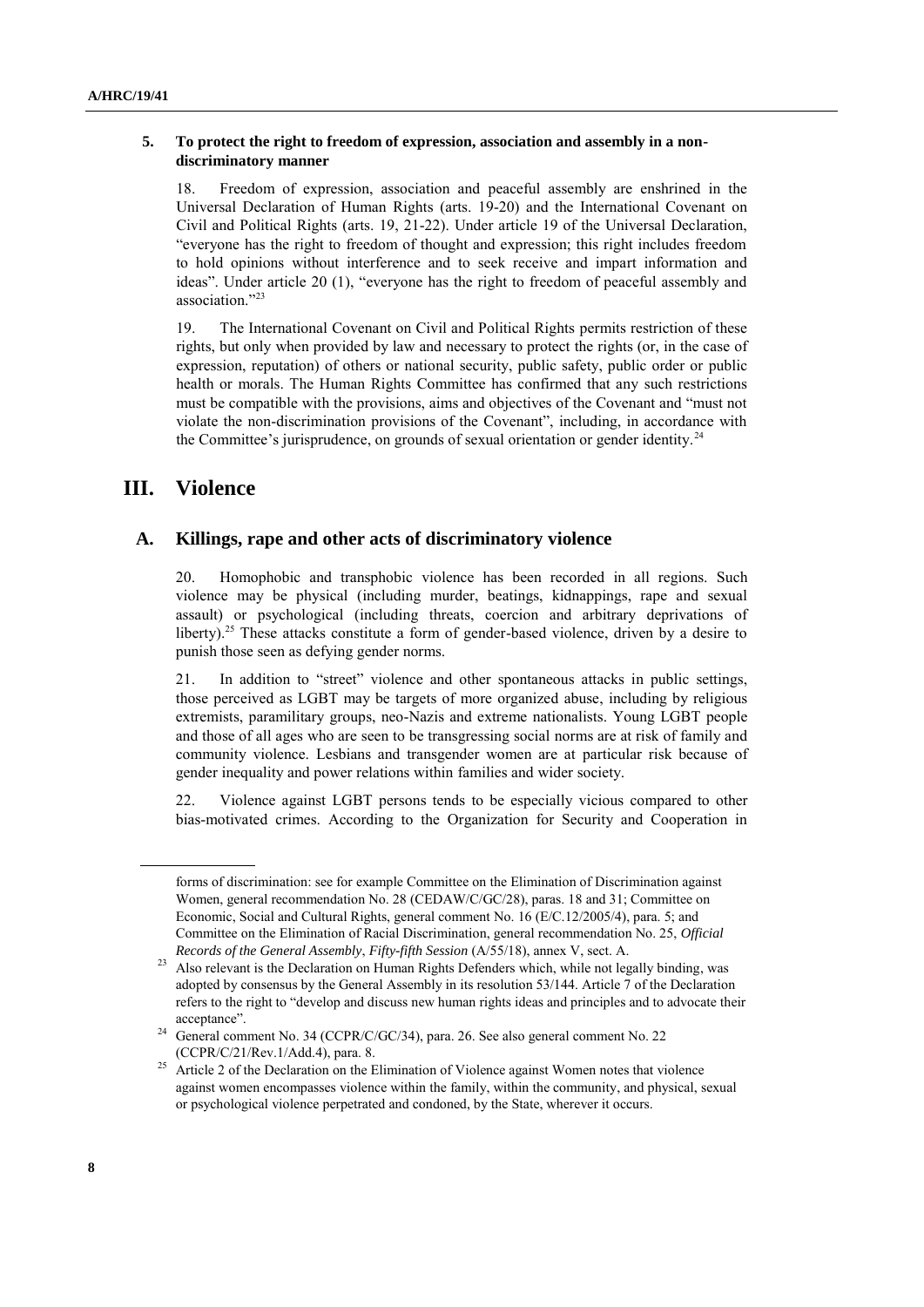### 5. To protect the right to freedom of expression, association and assembly in a non-discriminatory manner

18. Freedom of expression, association and peaceful assembly are enshrined in the Universal Declaration of Human Rights (arts. 19-20) and the International Covenant on Civil and Political Rights (arts. 19, 21-22). Under article 19 of the Universal Declaration, "everyone has the right to freedom of thought and expression; this right includes freedom to hold opinions without interference and to seek receive and impart information and ideas". Under article 20 (1), "everyone has the right to freedom of peaceful assembly and association."[23]

19. The International Covenant on Civil and Political Rights permits restriction of these rights, but only when provided by law and necessary to protect the rights (or, in the case of expression, reputation) of others or national security, public safety, public order or public health or morals. The Human Rights Committee has confirmed that any such restrictions must be compatible with the provisions, aims and objectives of the Covenant and "must not violate the non-discrimination provisions of the Covenant", including, in accordance with the Committee's jurisprudence, on grounds of sexual orientation or gender identity.[24]

# III. Violence

## A. Killings, rape and other acts of discriminatory violence

20. Homophobic and transphobic violence has been recorded in all regions. Such violence may be physical (including murder, beatings, kidnappings, rape and sexual assault) or psychological (including threats, coercion and arbitrary deprivations of liberty).[25] These attacks constitute a form of gender-based violence, driven by a desire to punish those seen as defying gender norms.

21. In addition to "street" violence and other spontaneous attacks in public settings, those perceived as LGBT may be targets of more organized abuse, including by religious extremists, paramilitary groups, neo-Nazis and extreme nationalists. Young LGBT people and those of all ages who are seen to be transgressing social norms are at risk of family and community violence. Lesbians and transgender women are at particular risk because of gender inequality and power relations within families and wider society.

22. Violence against LGBT persons tends to be especially vicious compared to other bias-motivated crimes. According to the Organization for Security and Cooperation in

---

forms of discrimination: see for example Committee on the Elimination of Discrimination against Women, general recommendation No. 28 (CEDAW/C/GC/28), paras. 18 and 31; Committee on Economic, Social and Cultural Rights, general comment No. 16 (E/C.12/2005/4), para. 5; and Committee on the Elimination of Racial Discrimination, general recommendation No. 25, *Official Records of the General Assembly*, *Fifty-fifth Session* (A/55/18), annex V, sect. A.

[23] Also relevant is the Declaration on Human Rights Defenders which, while not legally binding, was adopted by consensus by the General Assembly in its resolution 53/144. Article 7 of the Declaration refers to the right to "develop and discuss new human rights ideas and principles and to advocate their acceptance".

[24] General comment No. 34 (CCPR/C/GC/34), para. 26. See also general comment No. 22 (CCPR/C/21/Rev.1/Add.4), para. 8.

[25] Article 2 of the Declaration on the Elimination of Violence against Women notes that violence against women encompasses violence within the family, within the community, and physical, sexual or psychological violence perpetrated and condoned, by the State, wherever it occurs.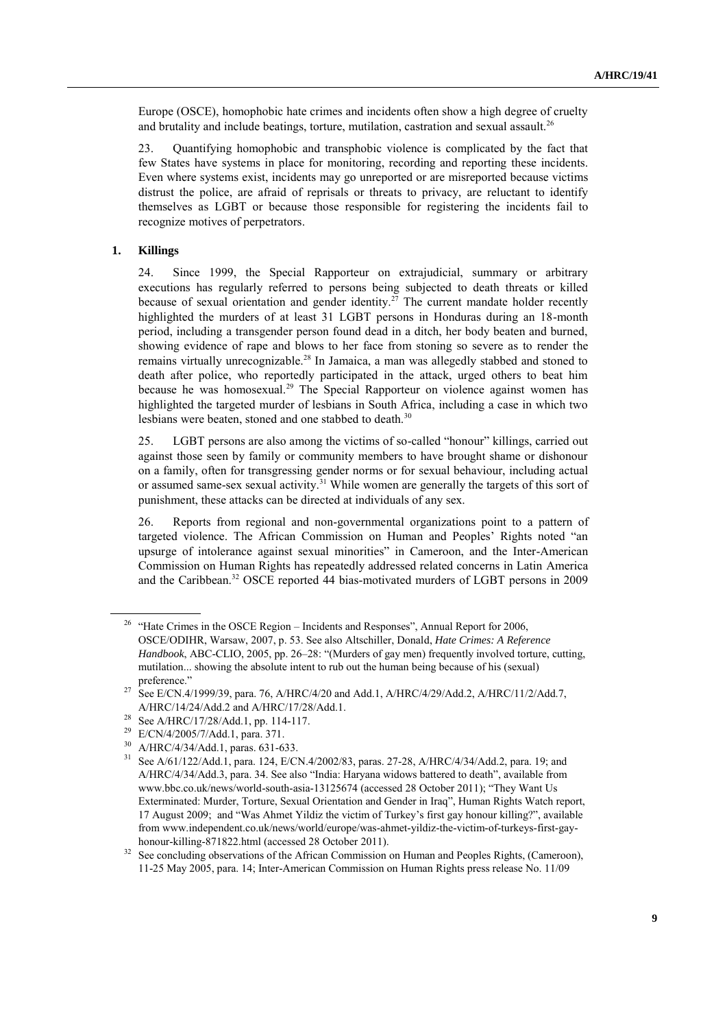Europe (OSCE), homophobic hate crimes and incidents often show a high degree of cruelty and brutality and include beatings, torture, mutilation, castration and sexual assault.[26]

23. Quantifying homophobic and transphobic violence is complicated by the fact that few States have systems in place for monitoring, recording and reporting these incidents. Even where systems exist, incidents may go unreported or are misreported because victims distrust the police, are afraid of reprisals or threats to privacy, are reluctant to identify themselves as LGBT or because those responsible for registering the incidents fail to recognize motives of perpetrators.

### 1. Killings

24. Since 1999, the Special Rapporteur on extrajudicial, summary or arbitrary executions has regularly referred to persons being subjected to death threats or killed because of sexual orientation and gender identity.[27] The current mandate holder recently highlighted the murders of at least 31 LGBT persons in Honduras during an 18-month period, including a transgender person found dead in a ditch, her body beaten and burned, showing evidence of rape and blows to her face from stoning so severe as to render the remains virtually unrecognizable.[28] In Jamaica, a man was allegedly stabbed and stoned to death after police, who reportedly participated in the attack, urged others to beat him because he was homosexual.[29] The Special Rapporteur on violence against women has highlighted the targeted murder of lesbians in South Africa, including a case in which two lesbians were beaten, stoned and one stabbed to death.[30]

25. LGBT persons are also among the victims of so-called "honour" killings, carried out against those seen by family or community members to have brought shame or dishonour on a family, often for transgressing gender norms or for sexual behaviour, including actual or assumed same-sex sexual activity.[31] While women are generally the targets of this sort of punishment, these attacks can be directed at individuals of any sex.

26. Reports from regional and non-governmental organizations point to a pattern of targeted violence. The African Commission on Human and Peoples' Rights noted "an upsurge of intolerance against sexual minorities" in Cameroon, and the Inter-American Commission on Human Rights has repeatedly addressed related concerns in Latin America and the Caribbean.[32] OSCE reported 44 bias-motivated murders of LGBT persons in 2009

---

[26] "Hate Crimes in the OSCE Region – Incidents and Responses", Annual Report for 2006, OSCE/ODIHR, Warsaw, 2007, p. 53. See also Altschiller, Donald, *Hate Crimes: A Reference Handbook*, ABC-CLIO, 2005, pp. 26–28: "(Murders of gay men) frequently involved torture, cutting, mutilation... showing the absolute intent to rub out the human being because of his (sexual) preference."

[27] See E/CN.4/1999/39, para. 76, A/HRC/4/20 and Add.1, A/HRC/4/29/Add.2, A/HRC/11/2/Add.7, A/HRC/14/24/Add.2 and A/HRC/17/28/Add.1.

[28] See A/HRC/17/28/Add.1, pp. 114-117.

[29] E/CN/4/2005/7/Add.1, para. 371.

[30] A/HRC/4/34/Add.1, paras. 631-633.

[31] See A/61/122/Add.1, para. 124, E/CN.4/2002/83, paras. 27-28, A/HRC/4/34/Add.2, para. 19; and A/HRC/4/34/Add.3, para. 34. See also "India: Haryana widows battered to death", available from www.bbc.co.uk/news/world-south-asia-13125674 (accessed 28 October 2011); "They Want Us Exterminated: Murder, Torture, Sexual Orientation and Gender in Iraq", Human Rights Watch report, 17 August 2009; and "Was Ahmet Yildiz the victim of Turkey's first gay honour killing?", available from www.independent.co.uk/news/world/europe/was-ahmet-yildiz-the-victim-of-turkeys-first-gay-honour-killing-871822.html (accessed 28 October 2011).

[32] See concluding observations of the African Commission on Human and Peoples Rights, (Cameroon), 11-25 May 2005, para. 14; Inter-American Commission on Human Rights press release No. 11/09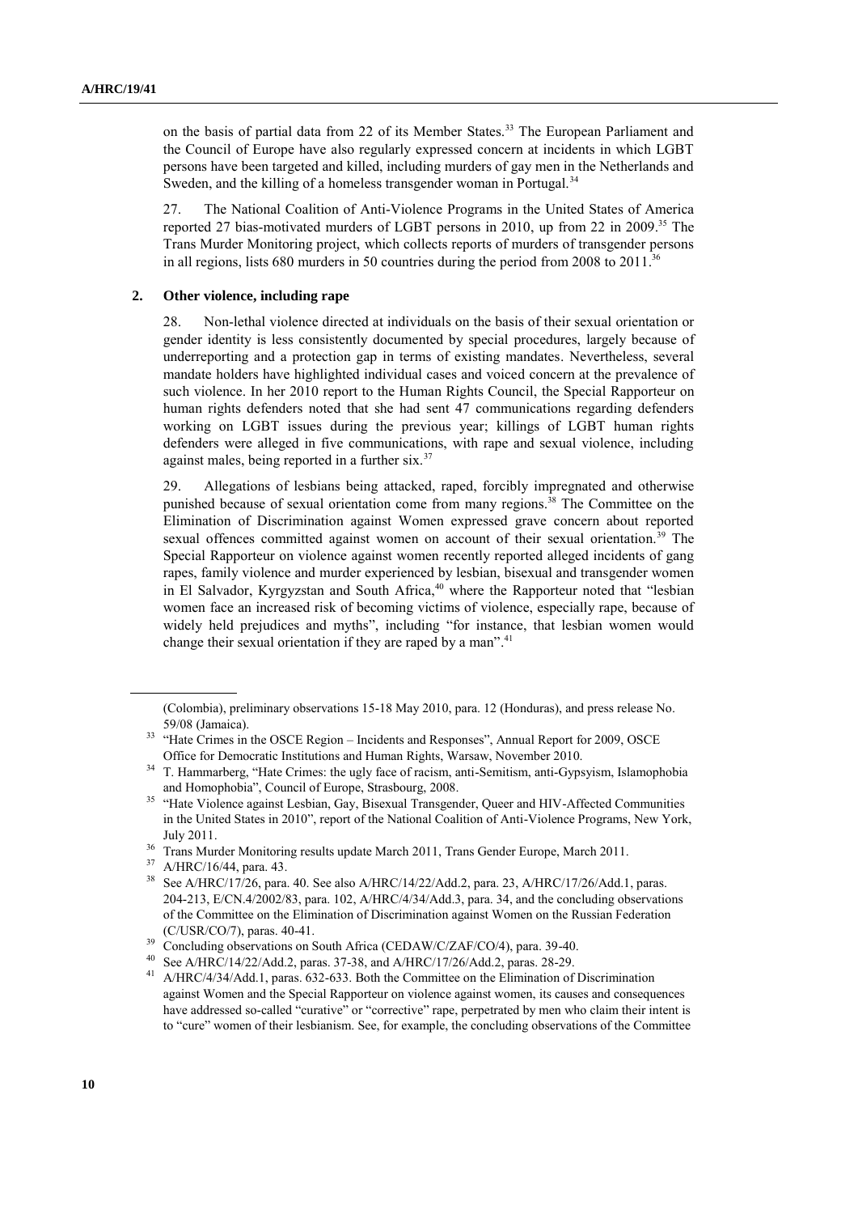on the basis of partial data from 22 of its Member States.[33] The European Parliament and the Council of Europe have also regularly expressed concern at incidents in which LGBT persons have been targeted and killed, including murders of gay men in the Netherlands and Sweden, and the killing of a homeless transgender woman in Portugal.[34]

27. The National Coalition of Anti-Violence Programs in the United States of America reported 27 bias-motivated murders of LGBT persons in 2010, up from 22 in 2009.[35] The Trans Murder Monitoring project, which collects reports of murders of transgender persons in all regions, lists 680 murders in 50 countries during the period from 2008 to 2011.[36]

### 2. Other violence, including rape

28. Non-lethal violence directed at individuals on the basis of their sexual orientation or gender identity is less consistently documented by special procedures, largely because of underreporting and a protection gap in terms of existing mandates. Nevertheless, several mandate holders have highlighted individual cases and voiced concern at the prevalence of such violence. In her 2010 report to the Human Rights Council, the Special Rapporteur on human rights defenders noted that she had sent 47 communications regarding defenders working on LGBT issues during the previous year; killings of LGBT human rights defenders were alleged in five communications, with rape and sexual violence, including against males, being reported in a further six.[37]

29. Allegations of lesbians being attacked, raped, forcibly impregnated and otherwise punished because of sexual orientation come from many regions.[38] The Committee on the Elimination of Discrimination against Women expressed grave concern about reported sexual offences committed against women on account of their sexual orientation.[39] The Special Rapporteur on violence against women recently reported alleged incidents of gang rapes, family violence and murder experienced by lesbian, bisexual and transgender women in El Salvador, Kyrgyzstan and South Africa,[40] where the Rapporteur noted that "lesbian women face an increased risk of becoming victims of violence, especially rape, because of widely held prejudices and myths", including "for instance, that lesbian women would change their sexual orientation if they are raped by a man".[41]

---

(Colombia), preliminary observations 15-18 May 2010, para. 12 (Honduras), and press release No. 59/08 (Jamaica).

[33] "Hate Crimes in the OSCE Region – Incidents and Responses", Annual Report for 2009, OSCE Office for Democratic Institutions and Human Rights, Warsaw, November 2010.

[34] T. Hammarberg, "Hate Crimes: the ugly face of racism, anti-Semitism, anti-Gypsyism, Islamophobia and Homophobia", Council of Europe, Strasbourg, 2008.

[35] "Hate Violence against Lesbian, Gay, Bisexual Transgender, Queer and HIV-Affected Communities in the United States in 2010", report of the National Coalition of Anti-Violence Programs, New York, July 2011.

[36] Trans Murder Monitoring results update March 2011, Trans Gender Europe, March 2011.

[37] A/HRC/16/44, para. 43.

[38] See A/HRC/17/26, para. 40. See also A/HRC/14/22/Add.2, para. 23, A/HRC/17/26/Add.1, paras. 204-213, E/CN.4/2002/83, para. 102, A/HRC/4/34/Add.3, para. 34, and the concluding observations of the Committee on the Elimination of Discrimination against Women on the Russian Federation (C/USR/CO/7), paras. 40-41.

[39] Concluding observations on South Africa (CEDAW/C/ZAF/CO/4), para. 39-40.

[40] See A/HRC/14/22/Add.2, paras. 37-38, and A/HRC/17/26/Add.2, paras. 28-29.

[41] A/HRC/4/34/Add.1, paras. 632-633. Both the Committee on the Elimination of Discrimination against Women and the Special Rapporteur on violence against women, its causes and consequences have addressed so-called "curative" or "corrective" rape, perpetrated by men who claim their intent is to "cure" women of their lesbianism. See, for example, the concluding observations of the Committee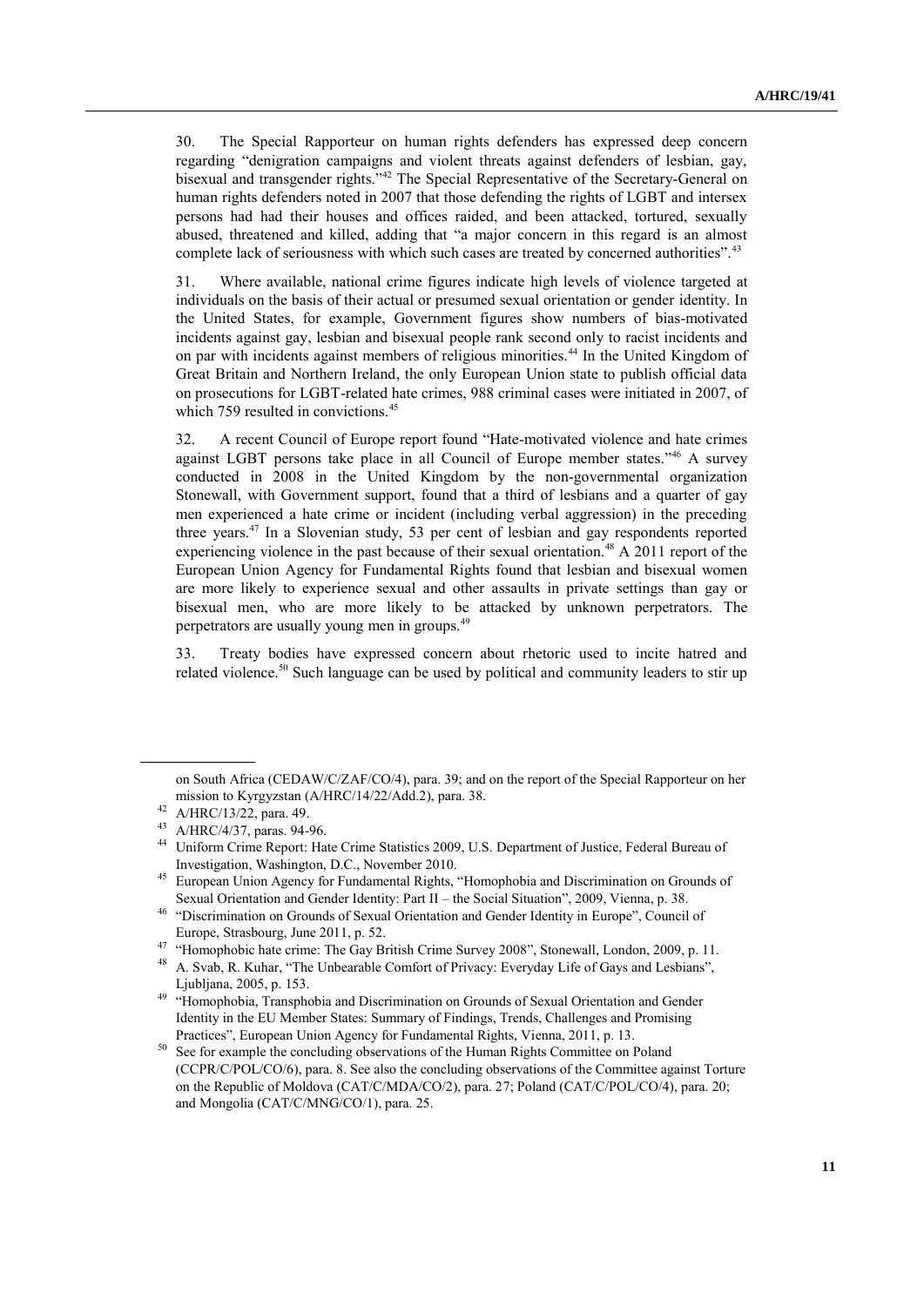30. The Special Rapporteur on human rights defenders has expressed deep concern regarding "denigration campaigns and violent threats against defenders of lesbian, gay, bisexual and transgender rights."[42] The Special Representative of the Secretary-General on human rights defenders noted in 2007 that those defending the rights of LGBT and intersex persons had had their houses and offices raided, and been attacked, tortured, sexually abused, threatened and killed, adding that "a major concern in this regard is an almost complete lack of seriousness with which such cases are treated by concerned authorities".[43]

31. Where available, national crime figures indicate high levels of violence targeted at individuals on the basis of their actual or presumed sexual orientation or gender identity. In the United States, for example, Government figures show numbers of bias-motivated incidents against gay, lesbian and bisexual people rank second only to racist incidents and on par with incidents against members of religious minorities.[44] In the United Kingdom of Great Britain and Northern Ireland, the only European Union state to publish official data on prosecutions for LGBT-related hate crimes, 988 criminal cases were initiated in 2007, of which 759 resulted in convictions.[45]

32. A recent Council of Europe report found "Hate-motivated violence and hate crimes against LGBT persons take place in all Council of Europe member states."[46] A survey conducted in 2008 in the United Kingdom by the non-governmental organization Stonewall, with Government support, found that a third of lesbians and a quarter of gay men experienced a hate crime or incident (including verbal aggression) in the preceding three years.[47] In a Slovenian study, 53 per cent of lesbian and gay respondents reported experiencing violence in the past because of their sexual orientation.[48] A 2011 report of the European Union Agency for Fundamental Rights found that lesbian and bisexual women are more likely to experience sexual and other assaults in private settings than gay or bisexual men, who are more likely to be attacked by unknown perpetrators. The perpetrators are usually young men in groups.[49]

33. Treaty bodies have expressed concern about rhetoric used to incite hatred and related violence.[50] Such language can be used by political and community leaders to stir up

---

on South Africa (CEDAW/C/ZAF/CO/4), para. 39; and on the report of the Special Rapporteur on her mission to Kyrgyzstan (A/HRC/14/22/Add.2), para. 38.

[42] A/HRC/13/22, para. 49.

[43] A/HRC/4/37, paras. 94-96.

[44] Uniform Crime Report: Hate Crime Statistics 2009, U.S. Department of Justice, Federal Bureau of Investigation, Washington, D.C., November 2010.

[45] European Union Agency for Fundamental Rights, "Homophobia and Discrimination on Grounds of Sexual Orientation and Gender Identity: Part II – the Social Situation", 2009, Vienna, p. 38.

[46] "Discrimination on Grounds of Sexual Orientation and Gender Identity in Europe", Council of Europe, Strasbourg, June 2011, p. 52.

[47] "Homophobic hate crime: The Gay British Crime Survey 2008", Stonewall, London, 2009, p. 11.

[48] A. Svab, R. Kuhar, "The Unbearable Comfort of Privacy: Everyday Life of Gays and Lesbians", Ljubljana, 2005, p. 153.

[49] "Homophobia, Transphobia and Discrimination on Grounds of Sexual Orientation and Gender Identity in the EU Member States: Summary of Findings, Trends, Challenges and Promising Practices", European Union Agency for Fundamental Rights, Vienna, 2011, p. 13.

[50] See for example the concluding observations of the Human Rights Committee on Poland (CCPR/C/POL/CO/6), para. 8. See also the concluding observations of the Committee against Torture on the Republic of Moldova (CAT/C/MDA/CO/2), para. 27; Poland (CAT/C/POL/CO/4), para. 20; and Mongolia (CAT/C/MNG/CO/1), para. 25.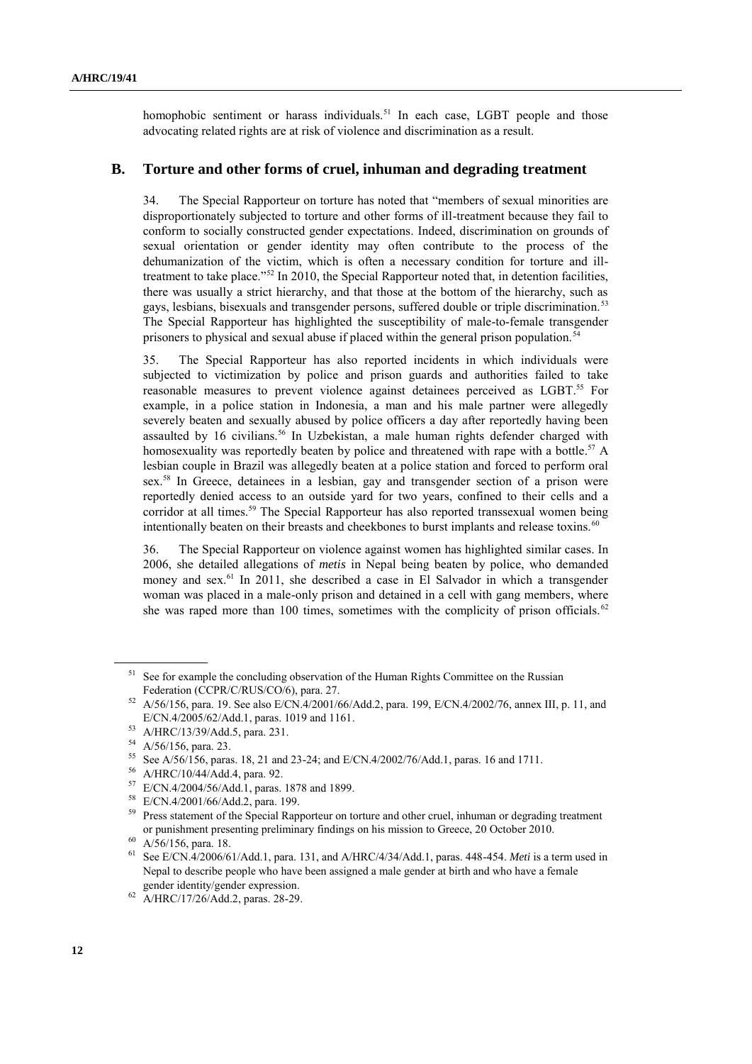homophobic sentiment or harass individuals.[51] In each case, LGBT people and those advocating related rights are at risk of violence and discrimination as a result.

## B. Torture and other forms of cruel, inhuman and degrading treatment

34. The Special Rapporteur on torture has noted that "members of sexual minorities are disproportionately subjected to torture and other forms of ill-treatment because they fail to conform to socially constructed gender expectations. Indeed, discrimination on grounds of sexual orientation or gender identity may often contribute to the process of the dehumanization of the victim, which is often a necessary condition for torture and ill-treatment to take place."[52] In 2010, the Special Rapporteur noted that, in detention facilities, there was usually a strict hierarchy, and that those at the bottom of the hierarchy, such as gays, lesbians, bisexuals and transgender persons, suffered double or triple discrimination.[53] The Special Rapporteur has highlighted the susceptibility of male-to-female transgender prisoners to physical and sexual abuse if placed within the general prison population.[54]

35. The Special Rapporteur has also reported incidents in which individuals were subjected to victimization by police and prison guards and authorities failed to take reasonable measures to prevent violence against detainees perceived as LGBT.[55] For example, in a police station in Indonesia, a man and his male partner were allegedly severely beaten and sexually abused by police officers a day after reportedly having been assaulted by 16 civilians.[56] In Uzbekistan, a male human rights defender charged with homosexuality was reportedly beaten by police and threatened with rape with a bottle.[57] A lesbian couple in Brazil was allegedly beaten at a police station and forced to perform oral sex.[58] In Greece, detainees in a lesbian, gay and transgender section of a prison were reportedly denied access to an outside yard for two years, confined to their cells and a corridor at all times.[59] The Special Rapporteur has also reported transsexual women being intentionally beaten on their breasts and cheekbones to burst implants and release toxins.[60]

36. The Special Rapporteur on violence against women has highlighted similar cases. In 2006, she detailed allegations of *metis* in Nepal being beaten by police, who demanded money and sex.[61] In 2011, she described a case in El Salvador in which a transgender woman was placed in a male-only prison and detained in a cell with gang members, where she was raped more than 100 times, sometimes with the complicity of prison officials.[62]

---

[51] See for example the concluding observation of the Human Rights Committee on the Russian Federation (CCPR/C/RUS/CO/6), para. 27.

[52] A/56/156, para. 19. See also E/CN.4/2001/66/Add.2, para. 199, E/CN.4/2002/76, annex III, p. 11, and E/CN.4/2005/62/Add.1, paras. 1019 and 1161.

[53] A/HRC/13/39/Add.5, para. 231.

[54] A/56/156, para. 23.

[55] See A/56/156, paras. 18, 21 and 23-24; and E/CN.4/2002/76/Add.1, paras. 16 and 1711.

[56] A/HRC/10/44/Add.4, para. 92.

[57] E/CN.4/2004/56/Add.1, paras. 1878 and 1899.

[58] E/CN.4/2001/66/Add.2, para. 199.

[59] Press statement of the Special Rapporteur on torture and other cruel, inhuman or degrading treatment or punishment presenting preliminary findings on his mission to Greece, 20 October 2010.

[60] A/56/156, para. 18.

[61] See E/CN.4/2006/61/Add.1, para. 131, and A/HRC/4/34/Add.1, paras. 448-454. *Meti* is a term used in Nepal to describe people who have been assigned a male gender at birth and who have a female gender identity/gender expression.

[62] A/HRC/17/26/Add.2, paras. 28-29.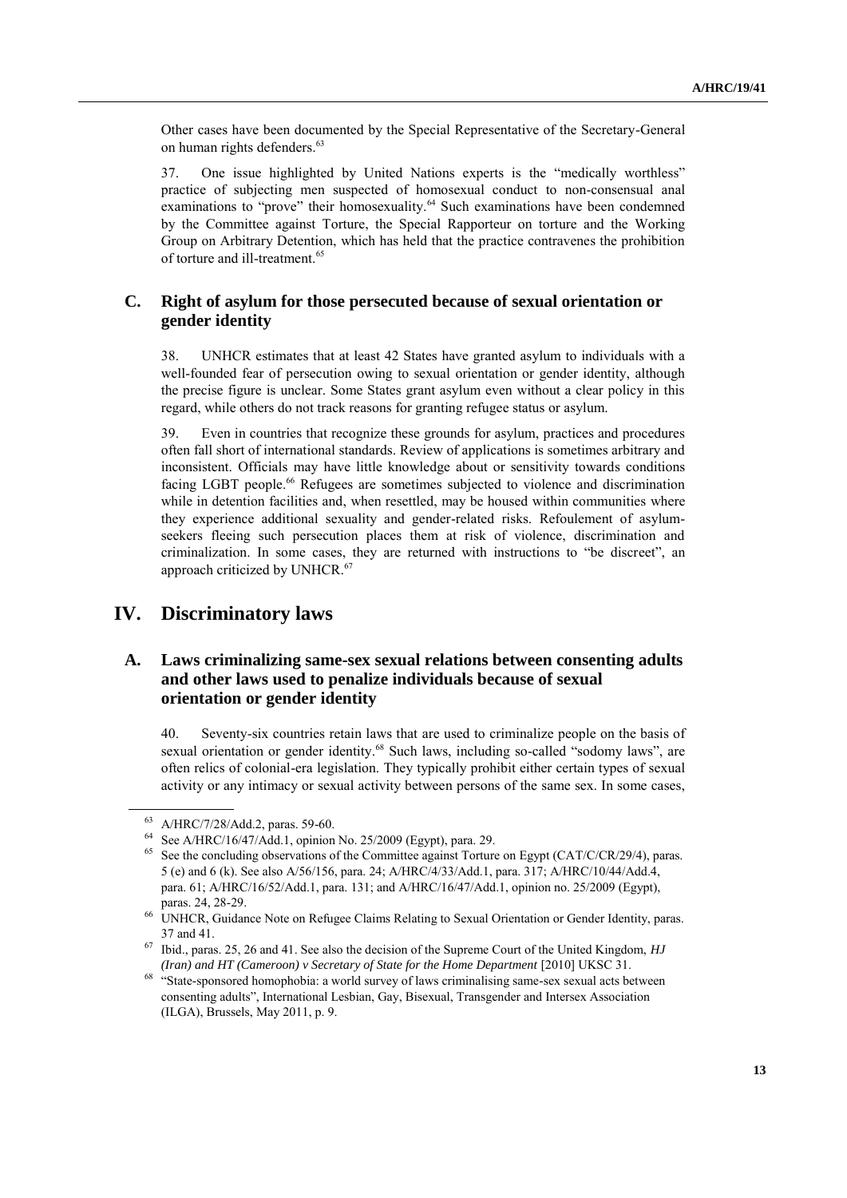Other cases have been documented by the Special Representative of the Secretary-General on human rights defenders.[63]

37. One issue highlighted by United Nations experts is the "medically worthless" practice of subjecting men suspected of homosexual conduct to non-consensual anal examinations to "prove" their homosexuality.[64] Such examinations have been condemned by the Committee against Torture, the Special Rapporteur on torture and the Working Group on Arbitrary Detention, which has held that the practice contravenes the prohibition of torture and ill-treatment.[65]

## C. Right of asylum for those persecuted because of sexual orientation or gender identity

38. UNHCR estimates that at least 42 States have granted asylum to individuals with a well-founded fear of persecution owing to sexual orientation or gender identity, although the precise figure is unclear. Some States grant asylum even without a clear policy in this regard, while others do not track reasons for granting refugee status or asylum.

39. Even in countries that recognize these grounds for asylum, practices and procedures often fall short of international standards. Review of applications is sometimes arbitrary and inconsistent. Officials may have little knowledge about or sensitivity towards conditions facing LGBT people.[66] Refugees are sometimes subjected to violence and discrimination while in detention facilities and, when resettled, may be housed within communities where they experience additional sexuality and gender-related risks. Refoulement of asylum-seekers fleeing such persecution places them at risk of violence, discrimination and criminalization. In some cases, they are returned with instructions to "be discreet", an approach criticized by UNHCR.[67]

# IV. Discriminatory laws

## A. Laws criminalizing same-sex sexual relations between consenting adults and other laws used to penalize individuals because of sexual orientation or gender identity

40. Seventy-six countries retain laws that are used to criminalize people on the basis of sexual orientation or gender identity.[68] Such laws, including so-called "sodomy laws", are often relics of colonial-era legislation. They typically prohibit either certain types of sexual activity or any intimacy or sexual activity between persons of the same sex. In some cases,

---

[63] A/HRC/7/28/Add.2, paras. 59-60.

[64] See A/HRC/16/47/Add.1, opinion No. 25/2009 (Egypt), para. 29.

[65] See the concluding observations of the Committee against Torture on Egypt (CAT/C/CR/29/4), paras. 5 (e) and 6 (k). See also A/56/156, para. 24; A/HRC/4/33/Add.1, para. 317; A/HRC/10/44/Add.4, para. 61; A/HRC/16/52/Add.1, para. 131; and A/HRC/16/47/Add.1, opinion no. 25/2009 (Egypt), paras. 24, 28-29.

[66] UNHCR, Guidance Note on Refugee Claims Relating to Sexual Orientation or Gender Identity, paras. 37 and 41.

[67] Ibid., paras. 25, 26 and 41. See also the decision of the Supreme Court of the United Kingdom, *HJ (Iran) and HT (Cameroon) v Secretary of State for the Home Department* [2010] UKSC 31.

[68] "State-sponsored homophobia: a world survey of laws criminalising same-sex sexual acts between consenting adults", International Lesbian, Gay, Bisexual, Transgender and Intersex Association (ILGA), Brussels, May 2011, p. 9.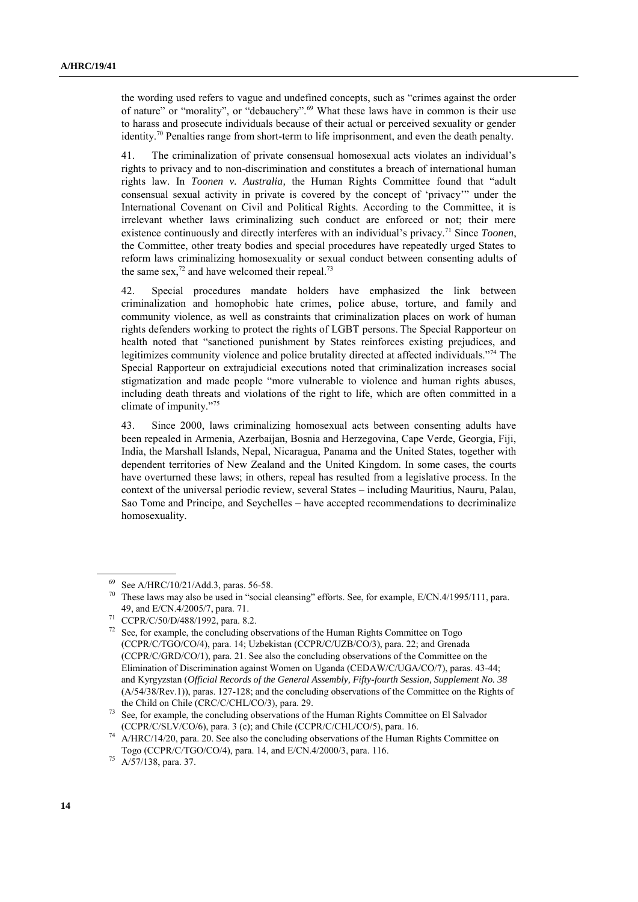the wording used refers to vague and undefined concepts, such as "crimes against the order of nature" or "morality", or "debauchery".[69] What these laws have in common is their use to harass and prosecute individuals because of their actual or perceived sexuality or gender identity.[70] Penalties range from short-term to life imprisonment, and even the death penalty.

41. The criminalization of private consensual homosexual acts violates an individual's rights to privacy and to non-discrimination and constitutes a breach of international human rights law. In *Toonen v. Australia,* the Human Rights Committee found that "adult consensual sexual activity in private is covered by the concept of 'privacy'" under the International Covenant on Civil and Political Rights. According to the Committee, it is irrelevant whether laws criminalizing such conduct are enforced or not; their mere existence continuously and directly interferes with an individual's privacy.[71] Since *Toonen*, the Committee, other treaty bodies and special procedures have repeatedly urged States to reform laws criminalizing homosexuality or sexual conduct between consenting adults of the same sex,[72] and have welcomed their repeal.[73]

42. Special procedures mandate holders have emphasized the link between criminalization and homophobic hate crimes, police abuse, torture, and family and community violence, as well as constraints that criminalization places on work of human rights defenders working to protect the rights of LGBT persons. The Special Rapporteur on health noted that "sanctioned punishment by States reinforces existing prejudices, and legitimizes community violence and police brutality directed at affected individuals."[74] The Special Rapporteur on extrajudicial executions noted that criminalization increases social stigmatization and made people "more vulnerable to violence and human rights abuses, including death threats and violations of the right to life, which are often committed in a climate of impunity."[75]

43. Since 2000, laws criminalizing homosexual acts between consenting adults have been repealed in Armenia, Azerbaijan, Bosnia and Herzegovina, Cape Verde, Georgia, Fiji, India, the Marshall Islands, Nepal, Nicaragua, Panama and the United States, together with dependent territories of New Zealand and the United Kingdom. In some cases, the courts have overturned these laws; in others, repeal has resulted from a legislative process. In the context of the universal periodic review, several States – including Mauritius, Nauru, Palau, Sao Tome and Principe, and Seychelles – have accepted recommendations to decriminalize homosexuality.

---

[69] See A/HRC/10/21/Add.3, paras. 56-58.

[70] These laws may also be used in "social cleansing" efforts. See, for example, E/CN.4/1995/111, para. 49, and E/CN.4/2005/7, para. 71.

[71] CCPR/C/50/D/488/1992, para. 8.2.

[72] See, for example, the concluding observations of the Human Rights Committee on Togo (CCPR/C/TGO/CO/4), para. 14; Uzbekistan (CCPR/C/UZB/CO/3), para. 22; and Grenada (CCPR/C/GRD/CO/1), para. 21. See also the concluding observations of the Committee on the Elimination of Discrimination against Women on Uganda (CEDAW/C/UGA/CO/7), paras. 43-44; and Kyrgyzstan (*Official Records of the General Assembly, Fifty-fourth Session, Supplement No. 38* (A/54/38/Rev.1)), paras. 127-128; and the concluding observations of the Committee on the Rights of the Child on Chile (CRC/C/CHL/CO/3), para. 29.

[73] See, for example, the concluding observations of the Human Rights Committee on El Salvador (CCPR/C/SLV/CO/6), para. 3 (c); and Chile (CCPR/C/CHL/CO/5), para. 16.

[74] A/HRC/14/20, para. 20. See also the concluding observations of the Human Rights Committee on Togo (CCPR/C/TGO/CO/4), para. 14, and E/CN.4/2000/3, para. 116.

[75] A/57/138, para. 37.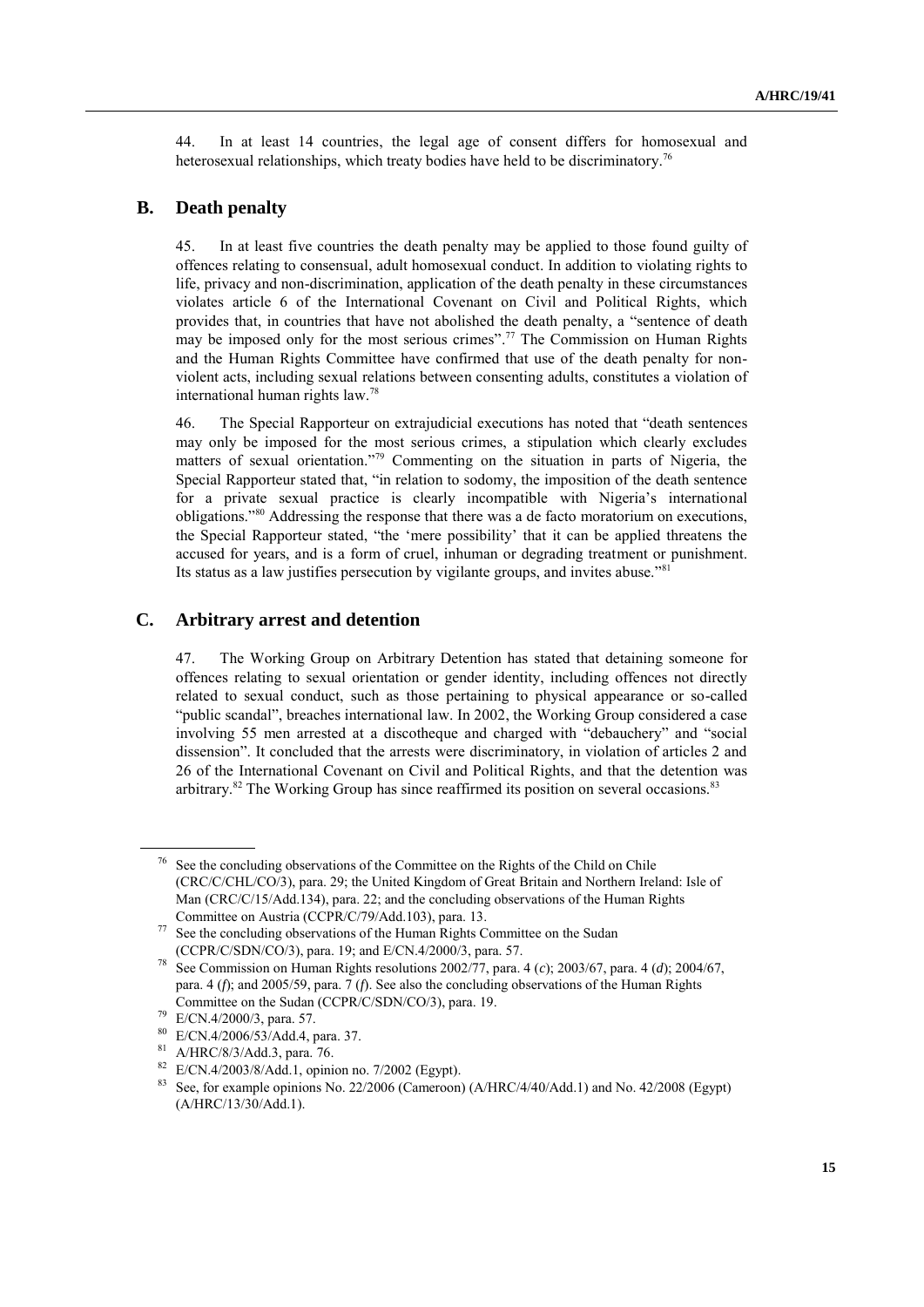44. In at least 14 countries, the legal age of consent differs for homosexual and heterosexual relationships, which treaty bodies have held to be discriminatory.[76]

## B. Death penalty

45. In at least five countries the death penalty may be applied to those found guilty of offences relating to consensual, adult homosexual conduct. In addition to violating rights to life, privacy and non-discrimination, application of the death penalty in these circumstances violates article 6 of the International Covenant on Civil and Political Rights, which provides that, in countries that have not abolished the death penalty, a "sentence of death may be imposed only for the most serious crimes".[77] The Commission on Human Rights and the Human Rights Committee have confirmed that use of the death penalty for non-violent acts, including sexual relations between consenting adults, constitutes a violation of international human rights law.[78]

46. The Special Rapporteur on extrajudicial executions has noted that "death sentences may only be imposed for the most serious crimes, a stipulation which clearly excludes matters of sexual orientation."[79] Commenting on the situation in parts of Nigeria, the Special Rapporteur stated that, "in relation to sodomy, the imposition of the death sentence for a private sexual practice is clearly incompatible with Nigeria's international obligations."[80] Addressing the response that there was a de facto moratorium on executions, the Special Rapporteur stated, "the 'mere possibility' that it can be applied threatens the accused for years, and is a form of cruel, inhuman or degrading treatment or punishment. Its status as a law justifies persecution by vigilante groups, and invites abuse."[81]

## C. Arbitrary arrest and detention

47. The Working Group on Arbitrary Detention has stated that detaining someone for offences relating to sexual orientation or gender identity, including offences not directly related to sexual conduct, such as those pertaining to physical appearance or so-called "public scandal", breaches international law. In 2002, the Working Group considered a case involving 55 men arrested at a discotheque and charged with "debauchery" and "social dissension". It concluded that the arrests were discriminatory, in violation of articles 2 and 26 of the International Covenant on Civil and Political Rights, and that the detention was arbitrary.[82] The Working Group has since reaffirmed its position on several occasions.[83]

---

[76] See the concluding observations of the Committee on the Rights of the Child on Chile (CRC/C/CHL/CO/3), para. 29; the United Kingdom of Great Britain and Northern Ireland: Isle of Man (CRC/C/15/Add.134), para. 22; and the concluding observations of the Human Rights Committee on Austria (CCPR/C/79/Add.103), para. 13.

[77] See the concluding observations of the Human Rights Committee on the Sudan (CCPR/C/SDN/CO/3), para. 19; and E/CN.4/2000/3, para. 57.

[78] See Commission on Human Rights resolutions 2002/77, para. 4 (*c*); 2003/67, para. 4 (*d*); 2004/67, para. 4 (*f*); and 2005/59, para. 7 (*f*). See also the concluding observations of the Human Rights Committee on the Sudan (CCPR/C/SDN/CO/3), para. 19.

[79] E/CN.4/2000/3, para. 57.

[80] E/CN.4/2006/53/Add.4, para. 37.

[81] A/HRC/8/3/Add.3, para. 76.

[82] E/CN.4/2003/8/Add.1, opinion no. 7/2002 (Egypt).

[83] See, for example opinions No. 22/2006 (Cameroon) (A/HRC/4/40/Add.1) and No. 42/2008 (Egypt) (A/HRC/13/30/Add.1).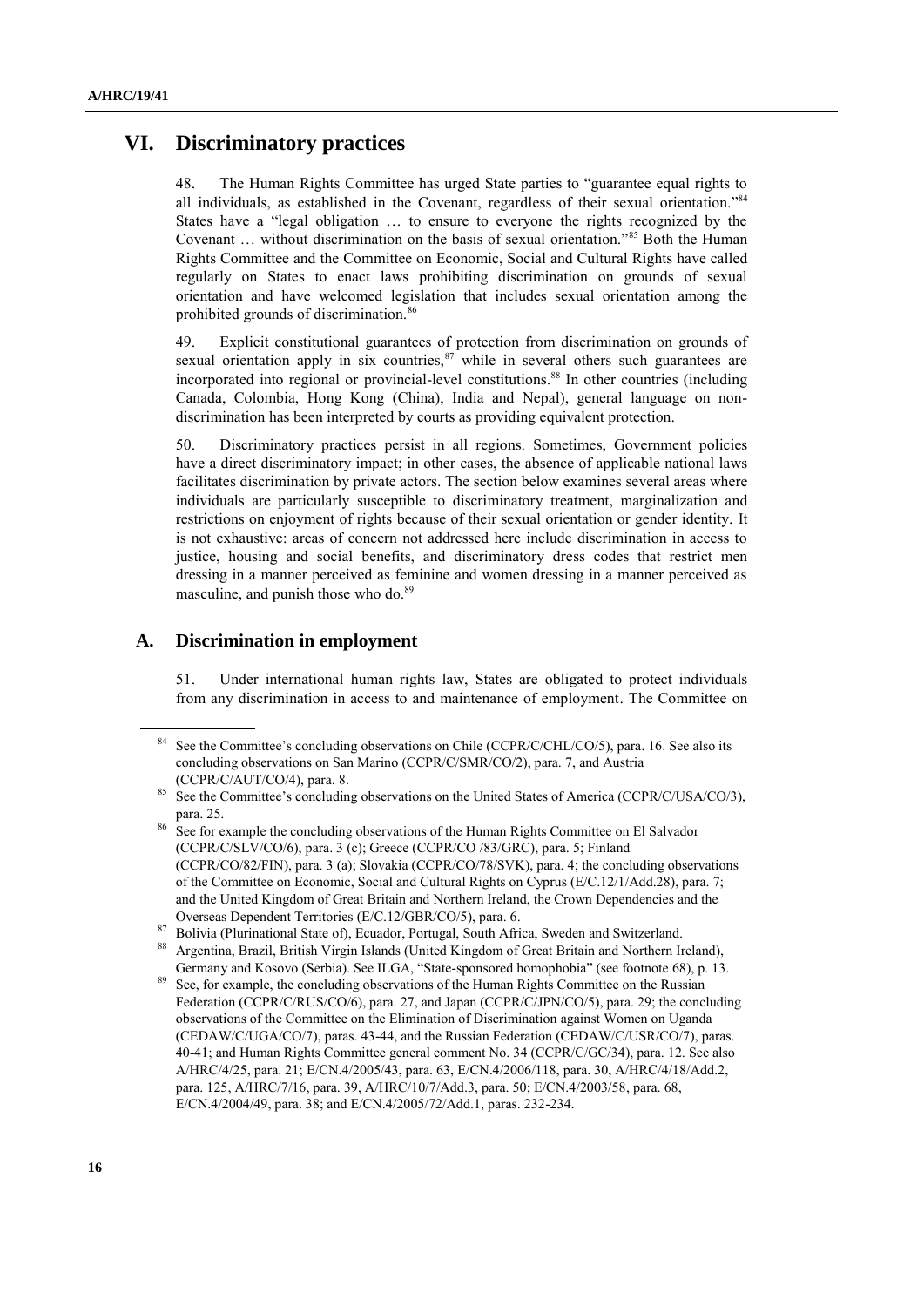# VI. Discriminatory practices

48. The Human Rights Committee has urged State parties to "guarantee equal rights to all individuals, as established in the Covenant, regardless of their sexual orientation."[84] States have a "legal obligation … to ensure to everyone the rights recognized by the Covenant … without discrimination on the basis of sexual orientation."[85] Both the Human Rights Committee and the Committee on Economic, Social and Cultural Rights have called regularly on States to enact laws prohibiting discrimination on grounds of sexual orientation and have welcomed legislation that includes sexual orientation among the prohibited grounds of discrimination.[86]

49. Explicit constitutional guarantees of protection from discrimination on grounds of sexual orientation apply in six countries,[87] while in several others such guarantees are incorporated into regional or provincial-level constitutions.[88] In other countries (including Canada, Colombia, Hong Kong (China), India and Nepal), general language on non-discrimination has been interpreted by courts as providing equivalent protection.

50. Discriminatory practices persist in all regions. Sometimes, Government policies have a direct discriminatory impact; in other cases, the absence of applicable national laws facilitates discrimination by private actors. The section below examines several areas where individuals are particularly susceptible to discriminatory treatment, marginalization and restrictions on enjoyment of rights because of their sexual orientation or gender identity. It is not exhaustive: areas of concern not addressed here include discrimination in access to justice, housing and social benefits, and discriminatory dress codes that restrict men dressing in a manner perceived as feminine and women dressing in a manner perceived as masculine, and punish those who do.[89]

## A. Discrimination in employment

51. Under international human rights law, States are obligated to protect individuals from any discrimination in access to and maintenance of employment. The Committee on

---

[84] See the Committee's concluding observations on Chile (CCPR/C/CHL/CO/5), para. 16. See also its concluding observations on San Marino (CCPR/C/SMR/CO/2), para. 7, and Austria (CCPR/C/AUT/CO/4), para. 8.

[85] See the Committee's concluding observations on the United States of America (CCPR/C/USA/CO/3), para. 25.

[86] See for example the concluding observations of the Human Rights Committee on El Salvador (CCPR/C/SLV/CO/6), para. 3 (c); Greece (CCPR/CO /83/GRC), para. 5; Finland (CCPR/CO/82/FIN), para. 3 (a); Slovakia (CCPR/CO/78/SVK), para. 4; the concluding observations of the Committee on Economic, Social and Cultural Rights on Cyprus (E/C.12/1/Add.28), para. 7; and the United Kingdom of Great Britain and Northern Ireland, the Crown Dependencies and the Overseas Dependent Territories (E/C.12/GBR/CO/5), para. 6.

[87] Bolivia (Plurinational State of), Ecuador, Portugal, South Africa, Sweden and Switzerland.

[88] Argentina, Brazil, British Virgin Islands (United Kingdom of Great Britain and Northern Ireland), Germany and Kosovo (Serbia). See ILGA, "State-sponsored homophobia" (see footnote 68), p. 13.

[89] See, for example, the concluding observations of the Human Rights Committee on the Russian Federation (CCPR/C/RUS/CO/6), para. 27, and Japan (CCPR/C/JPN/CO/5), para. 29; the concluding observations of the Committee on the Elimination of Discrimination against Women on Uganda (CEDAW/C/UGA/CO/7), paras. 43-44, and the Russian Federation (CEDAW/C/USR/CO/7), paras. 40-41; and Human Rights Committee general comment No. 34 (CCPR/C/GC/34), para. 12. See also A/HRC/4/25, para. 21; E/CN.4/2005/43, para. 63, E/CN.4/2006/118, para. 30, A/HRC/4/18/Add.2, para. 125, A/HRC/7/16, para. 39, A/HRC/10/7/Add.3, para. 50; E/CN.4/2003/58, para. 68, E/CN.4/2004/49, para. 38; and E/CN.4/2005/72/Add.1, paras. 232-234.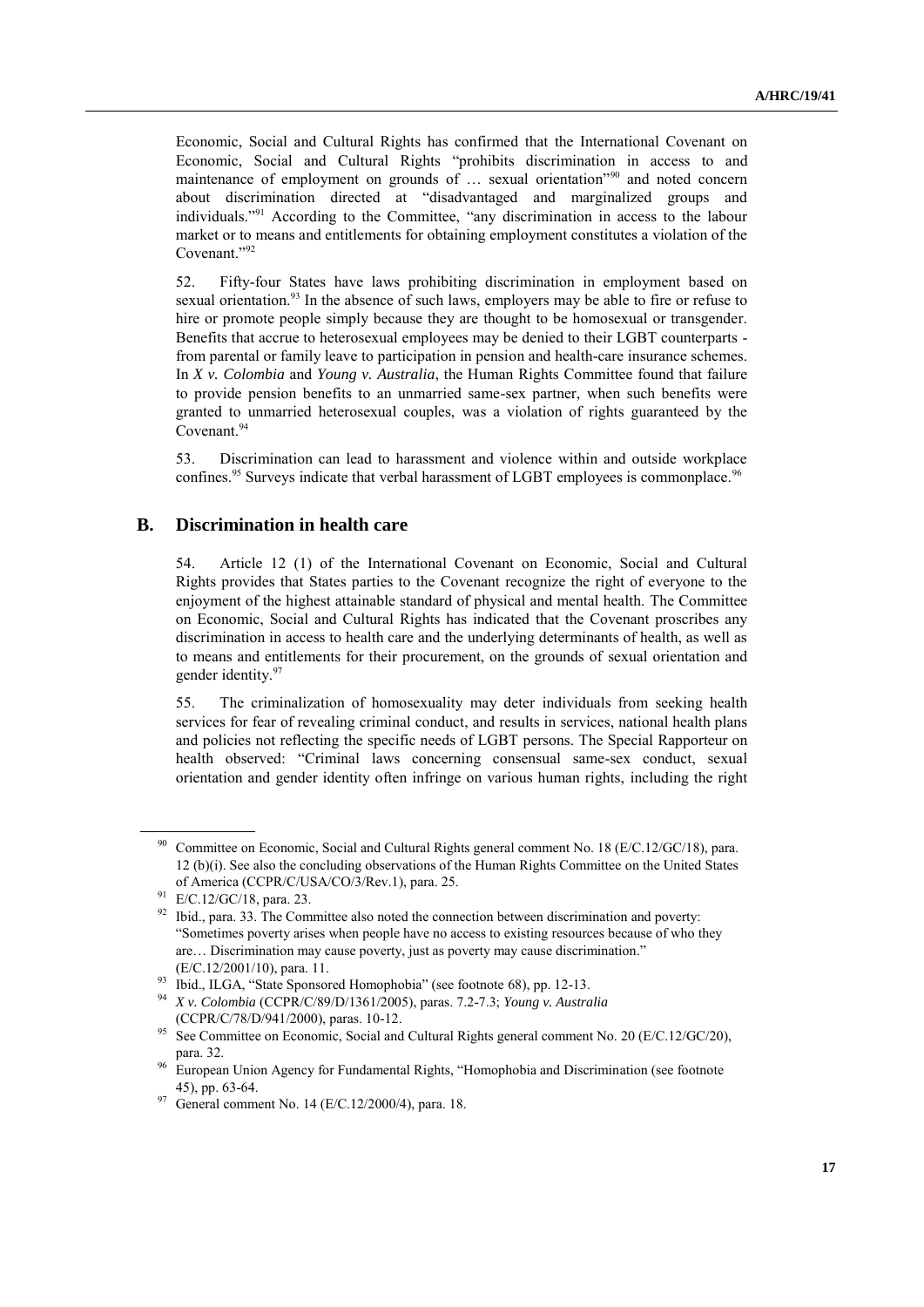Economic, Social and Cultural Rights has confirmed that the International Covenant on Economic, Social and Cultural Rights "prohibits discrimination in access to and maintenance of employment on grounds of … sexual orientation"[90] and noted concern about discrimination directed at "disadvantaged and marginalized groups and individuals."[91] According to the Committee, "any discrimination in access to the labour market or to means and entitlements for obtaining employment constitutes a violation of the Covenant."[92]

52. Fifty-four States have laws prohibiting discrimination in employment based on sexual orientation.[93] In the absence of such laws, employers may be able to fire or refuse to hire or promote people simply because they are thought to be homosexual or transgender. Benefits that accrue to heterosexual employees may be denied to their LGBT counterparts - from parental or family leave to participation in pension and health-care insurance schemes. In *X v. Colombia* and *Young v. Australia*, the Human Rights Committee found that failure to provide pension benefits to an unmarried same-sex partner, when such benefits were granted to unmarried heterosexual couples, was a violation of rights guaranteed by the Covenant.[94]

53. Discrimination can lead to harassment and violence within and outside workplace confines.[95] Surveys indicate that verbal harassment of LGBT employees is commonplace.[96]

## B. Discrimination in health care

54. Article 12 (1) of the International Covenant on Economic, Social and Cultural Rights provides that States parties to the Covenant recognize the right of everyone to the enjoyment of the highest attainable standard of physical and mental health. The Committee on Economic, Social and Cultural Rights has indicated that the Covenant proscribes any discrimination in access to health care and the underlying determinants of health, as well as to means and entitlements for their procurement, on the grounds of sexual orientation and gender identity.[97]

55. The criminalization of homosexuality may deter individuals from seeking health services for fear of revealing criminal conduct, and results in services, national health plans and policies not reflecting the specific needs of LGBT persons. The Special Rapporteur on health observed: "Criminal laws concerning consensual same-sex conduct, sexual orientation and gender identity often infringe on various human rights, including the right

---

[90] Committee on Economic, Social and Cultural Rights general comment No. 18 (E/C.12/GC/18), para. 12 (b)(i). See also the concluding observations of the Human Rights Committee on the United States of America (CCPR/C/USA/CO/3/Rev.1), para. 25.

[91] E/C.12/GC/18, para. 23.

[92] Ibid., para. 33. The Committee also noted the connection between discrimination and poverty: "Sometimes poverty arises when people have no access to existing resources because of who they are… Discrimination may cause poverty, just as poverty may cause discrimination." (E/C.12/2001/10), para. 11.

[93] Ibid., ILGA, "State Sponsored Homophobia" (see footnote 68), pp. 12-13.

[94] *X v. Colombia* (CCPR/C/89/D/1361/2005), paras. 7.2-7.3; *Young v. Australia* (CCPR/C/78/D/941/2000), paras. 10-12.

[95] See Committee on Economic, Social and Cultural Rights general comment No. 20 (E/C.12/GC/20), para. 32.

[96] European Union Agency for Fundamental Rights, "Homophobia and Discrimination (see footnote 45), pp. 63-64.

[97] General comment No. 14 (E/C.12/2000/4), para. 18.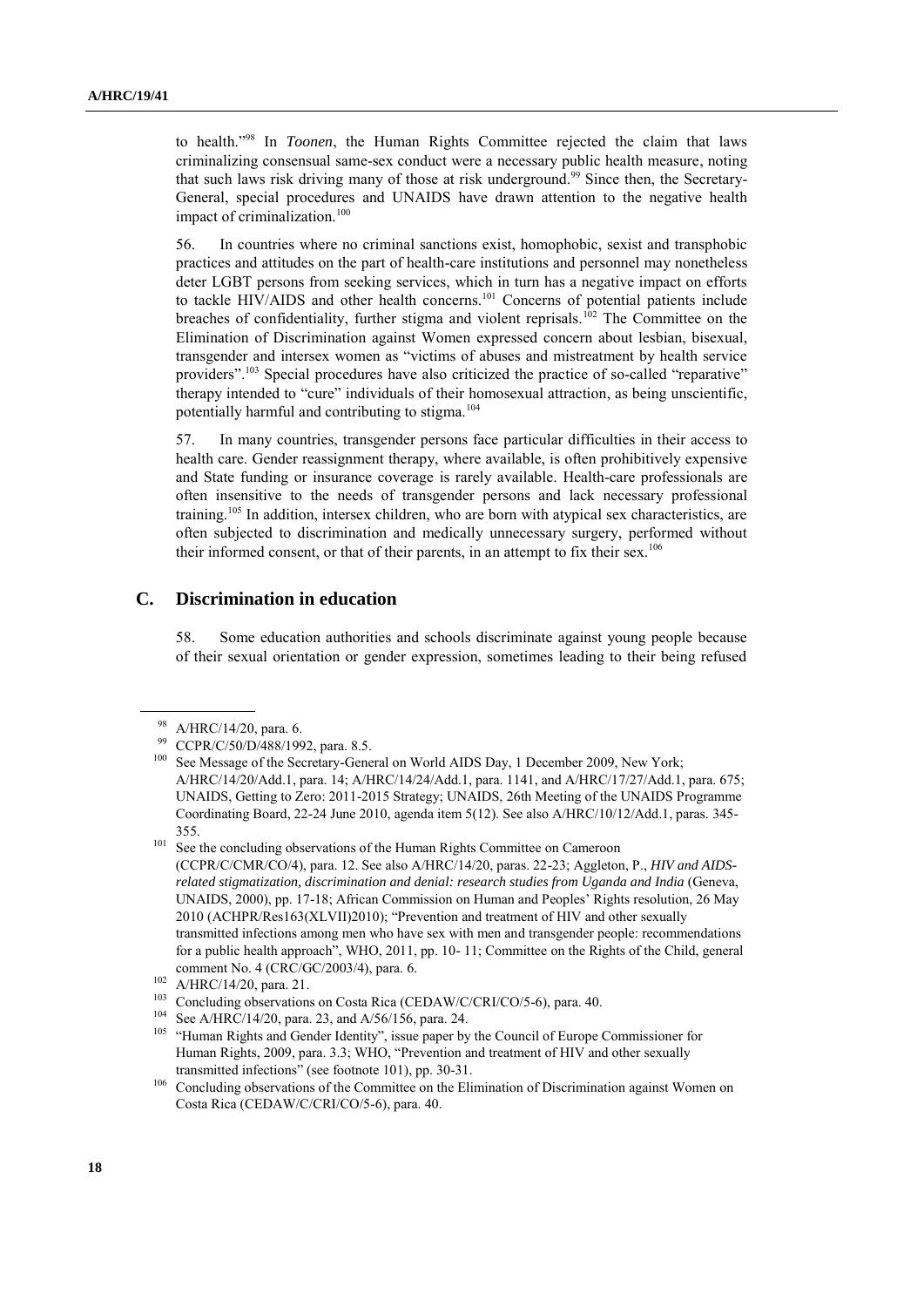to health."[98] In *Toonen*, the Human Rights Committee rejected the claim that laws criminalizing consensual same-sex conduct were a necessary public health measure, noting that such laws risk driving many of those at risk underground.[99] Since then, the Secretary-General, special procedures and UNAIDS have drawn attention to the negative health impact of criminalization.[100]

56. In countries where no criminal sanctions exist, homophobic, sexist and transphobic practices and attitudes on the part of health-care institutions and personnel may nonetheless deter LGBT persons from seeking services, which in turn has a negative impact on efforts to tackle HIV/AIDS and other health concerns.[101] Concerns of potential patients include breaches of confidentiality, further stigma and violent reprisals.[102] The Committee on the Elimination of Discrimination against Women expressed concern about lesbian, bisexual, transgender and intersex women as "victims of abuses and mistreatment by health service providers".[103] Special procedures have also criticized the practice of so-called "reparative" therapy intended to "cure" individuals of their homosexual attraction, as being unscientific, potentially harmful and contributing to stigma.[104]

57. In many countries, transgender persons face particular difficulties in their access to health care. Gender reassignment therapy, where available, is often prohibitively expensive and State funding or insurance coverage is rarely available. Health-care professionals are often insensitive to the needs of transgender persons and lack necessary professional training.[105] In addition, intersex children, who are born with atypical sex characteristics, are often subjected to discrimination and medically unnecessary surgery, performed without their informed consent, or that of their parents, in an attempt to fix their sex.[106]

## C. Discrimination in education

58. Some education authorities and schools discriminate against young people because of their sexual orientation or gender expression, sometimes leading to their being refused

---

[98] A/HRC/14/20, para. 6.

[99] CCPR/C/50/D/488/1992, para. 8.5.

[100] See Message of the Secretary-General on World AIDS Day, 1 December 2009, New York; A/HRC/14/20/Add.1, para. 14; A/HRC/14/24/Add.1, para. 1141, and A/HRC/17/27/Add.1, para. 675; UNAIDS, Getting to Zero: 2011-2015 Strategy; UNAIDS, 26th Meeting of the UNAIDS Programme Coordinating Board, 22-24 June 2010, agenda item 5(12). See also A/HRC/10/12/Add.1, paras. 345-355.

[101] See the concluding observations of the Human Rights Committee on Cameroon (CCPR/C/CMR/CO/4), para. 12. See also A/HRC/14/20, paras. 22-23; Aggleton, P., *HIV and AIDS-related stigmatization, discrimination and denial: research studies from Uganda and India* (Geneva, UNAIDS, 2000), pp. 17-18; African Commission on Human and Peoples' Rights resolution, 26 May 2010 (ACHPR/Res163(XLVII)2010); "Prevention and treatment of HIV and other sexually transmitted infections among men who have sex with men and transgender people: recommendations for a public health approach", WHO, 2011, pp. 10- 11; Committee on the Rights of the Child, general comment No. 4 (CRC/GC/2003/4), para. 6.

[102] A/HRC/14/20, para. 21.

[103] Concluding observations on Costa Rica (CEDAW/C/CRI/CO/5-6), para. 40.

[104] See A/HRC/14/20, para. 23, and A/56/156, para. 24.

[105] "Human Rights and Gender Identity", issue paper by the Council of Europe Commissioner for Human Rights, 2009, para. 3.3; WHO, "Prevention and treatment of HIV and other sexually transmitted infections" (see footnote 101), pp. 30-31.

[106] Concluding observations of the Committee on the Elimination of Discrimination against Women on Costa Rica (CEDAW/C/CRI/CO/5-6), para. 40.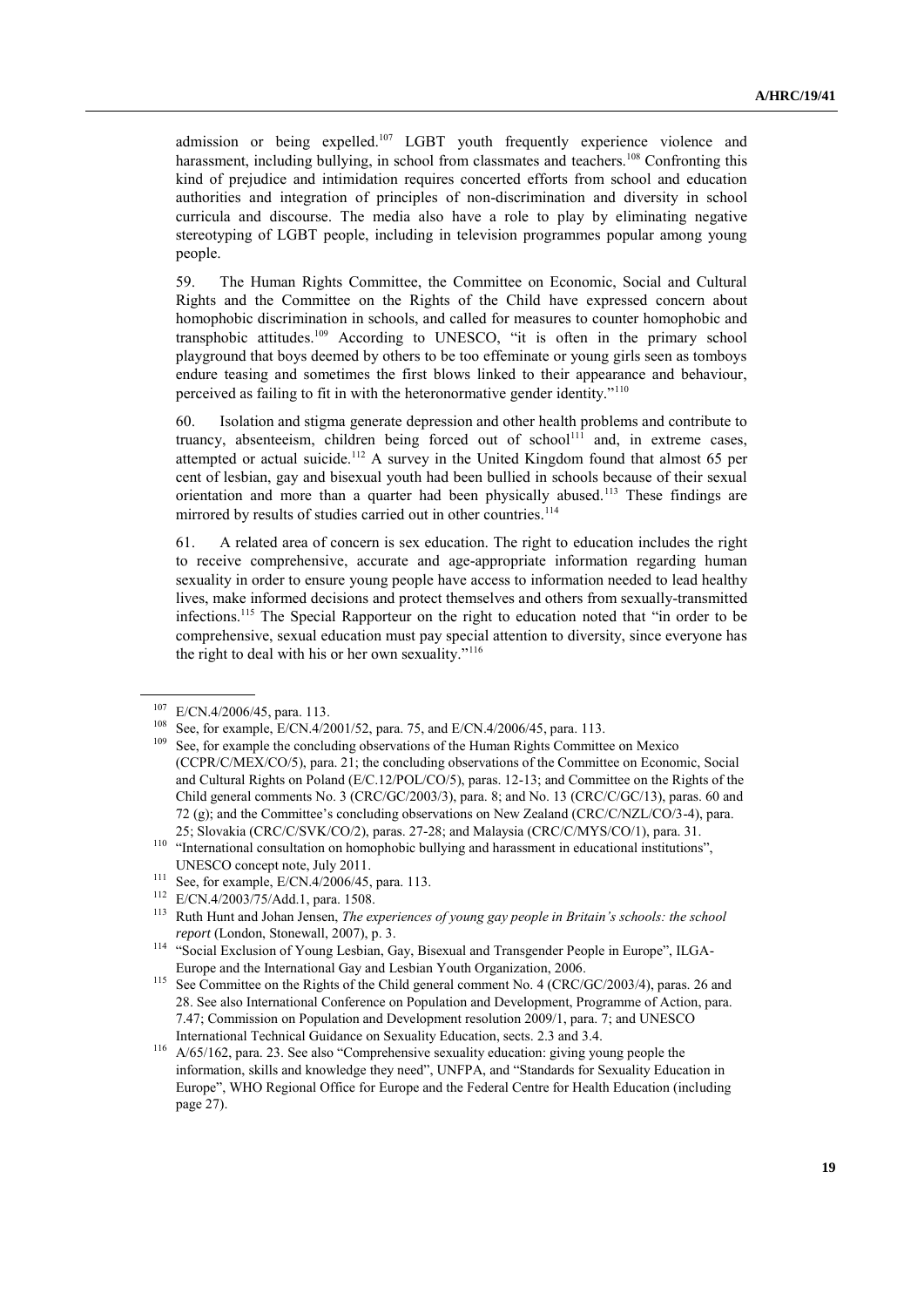admission or being expelled.[107] LGBT youth frequently experience violence and harassment, including bullying, in school from classmates and teachers.[108] Confronting this kind of prejudice and intimidation requires concerted efforts from school and education authorities and integration of principles of non-discrimination and diversity in school curricula and discourse. The media also have a role to play by eliminating negative stereotyping of LGBT people, including in television programmes popular among young people.

59. The Human Rights Committee, the Committee on Economic, Social and Cultural Rights and the Committee on the Rights of the Child have expressed concern about homophobic discrimination in schools, and called for measures to counter homophobic and transphobic attitudes.[109] According to UNESCO, "it is often in the primary school playground that boys deemed by others to be too effeminate or young girls seen as tomboys endure teasing and sometimes the first blows linked to their appearance and behaviour, perceived as failing to fit in with the heteronormative gender identity."[110]

60. Isolation and stigma generate depression and other health problems and contribute to truancy, absenteeism, children being forced out of school[111] and, in extreme cases, attempted or actual suicide.[112] A survey in the United Kingdom found that almost 65 per cent of lesbian, gay and bisexual youth had been bullied in schools because of their sexual orientation and more than a quarter had been physically abused.[113] These findings are mirrored by results of studies carried out in other countries.[114]

61. A related area of concern is sex education. The right to education includes the right to receive comprehensive, accurate and age-appropriate information regarding human sexuality in order to ensure young people have access to information needed to lead healthy lives, make informed decisions and protect themselves and others from sexually-transmitted infections.[115] The Special Rapporteur on the right to education noted that "in order to be comprehensive, sexual education must pay special attention to diversity, since everyone has the right to deal with his or her own sexuality."[116]

---

[107] E/CN.4/2006/45, para. 113.

[108] See, for example, E/CN.4/2001/52, para. 75, and E/CN.4/2006/45, para. 113.

[109] See, for example the concluding observations of the Human Rights Committee on Mexico (CCPR/C/MEX/CO/5), para. 21; the concluding observations of the Committee on Economic, Social and Cultural Rights on Poland (E/C.12/POL/CO/5), paras. 12-13; and Committee on the Rights of the Child general comments No. 3 (CRC/GC/2003/3), para. 8; and No. 13 (CRC/C/GC/13), paras. 60 and 72 (g); and the Committee's concluding observations on New Zealand (CRC/C/NZL/CO/3-4), para. 25; Slovakia (CRC/C/SVK/CO/2), paras. 27-28; and Malaysia (CRC/C/MYS/CO/1), para. 31.

[110] "International consultation on homophobic bullying and harassment in educational institutions", UNESCO concept note, July 2011.

[111] See, for example, E/CN.4/2006/45, para. 113.

[112] E/CN.4/2003/75/Add.1, para. 1508.

[113] Ruth Hunt and Johan Jensen, *The experiences of young gay people in Britain's schools: the school report* (London, Stonewall, 2007), p. 3.

[114] "Social Exclusion of Young Lesbian, Gay, Bisexual and Transgender People in Europe", ILGA-Europe and the International Gay and Lesbian Youth Organization, 2006.

[115] See Committee on the Rights of the Child general comment No. 4 (CRC/GC/2003/4), paras. 26 and 28. See also International Conference on Population and Development, Programme of Action, para. 7.47; Commission on Population and Development resolution 2009/1, para. 7; and UNESCO International Technical Guidance on Sexuality Education, sects. 2.3 and 3.4.

[116] A/65/162, para. 23. See also "Comprehensive sexuality education: giving young people the information, skills and knowledge they need", UNFPA, and "Standards for Sexuality Education in Europe", WHO Regional Office for Europe and the Federal Centre for Health Education (including page 27).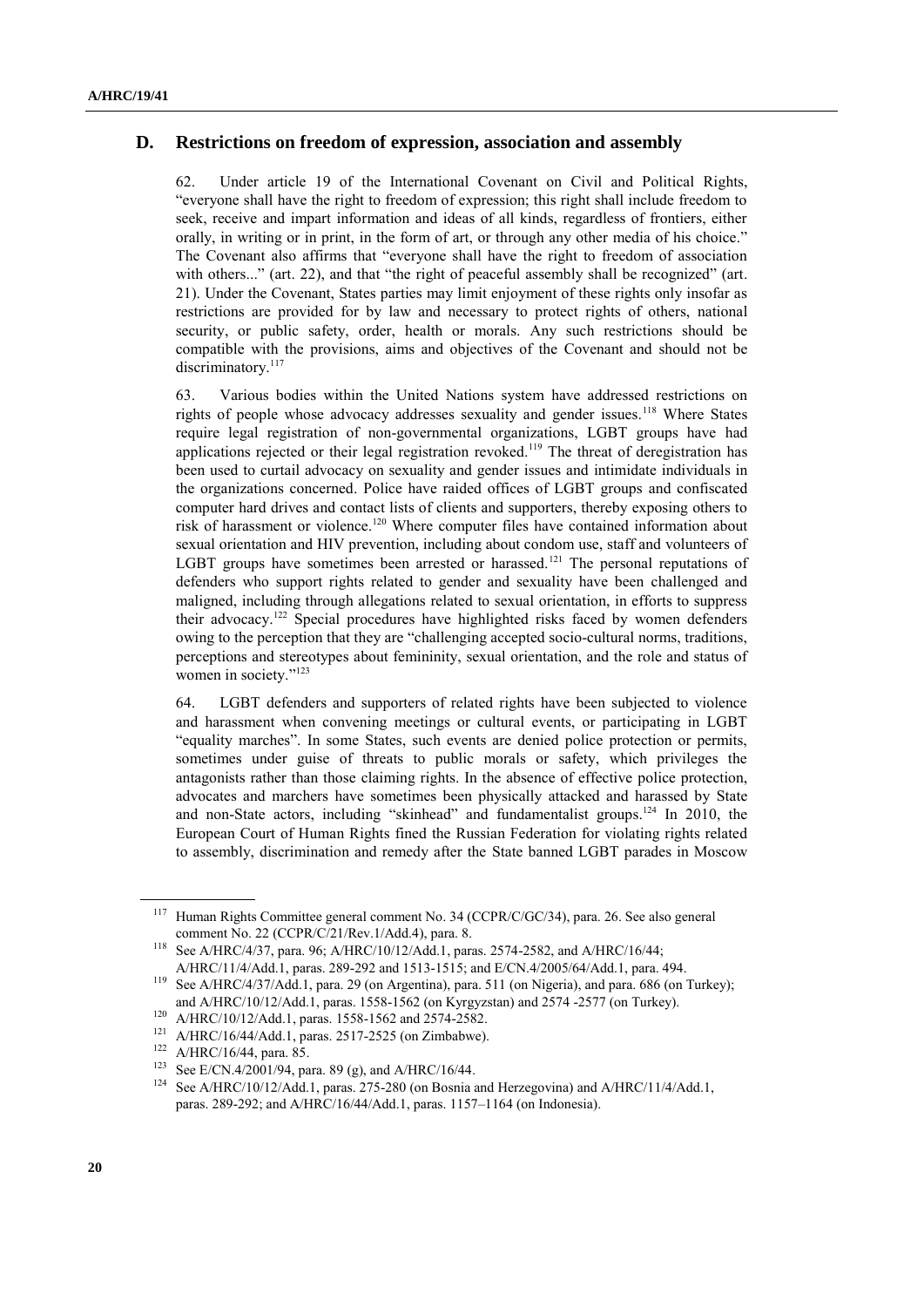## D. Restrictions on freedom of expression, association and assembly

62. Under article 19 of the International Covenant on Civil and Political Rights, "everyone shall have the right to freedom of expression; this right shall include freedom to seek, receive and impart information and ideas of all kinds, regardless of frontiers, either orally, in writing or in print, in the form of art, or through any other media of his choice." The Covenant also affirms that "everyone shall have the right to freedom of association with others..." (art. 22), and that "the right of peaceful assembly shall be recognized" (art. 21). Under the Covenant, States parties may limit enjoyment of these rights only insofar as restrictions are provided for by law and necessary to protect rights of others, national security, or public safety, order, health or morals. Any such restrictions should be compatible with the provisions, aims and objectives of the Covenant and should not be discriminatory.[117]

63. Various bodies within the United Nations system have addressed restrictions on rights of people whose advocacy addresses sexuality and gender issues.[118] Where States require legal registration of non-governmental organizations, LGBT groups have had applications rejected or their legal registration revoked.[119] The threat of deregistration has been used to curtail advocacy on sexuality and gender issues and intimidate individuals in the organizations concerned. Police have raided offices of LGBT groups and confiscated computer hard drives and contact lists of clients and supporters, thereby exposing others to risk of harassment or violence.[120] Where computer files have contained information about sexual orientation and HIV prevention, including about condom use, staff and volunteers of LGBT groups have sometimes been arrested or harassed.[121] The personal reputations of defenders who support rights related to gender and sexuality have been challenged and maligned, including through allegations related to sexual orientation, in efforts to suppress their advocacy.[122] Special procedures have highlighted risks faced by women defenders owing to the perception that they are "challenging accepted socio-cultural norms, traditions, perceptions and stereotypes about femininity, sexual orientation, and the role and status of women in society."[123]

64. LGBT defenders and supporters of related rights have been subjected to violence and harassment when convening meetings or cultural events, or participating in LGBT "equality marches". In some States, such events are denied police protection or permits, sometimes under guise of threats to public morals or safety, which privileges the antagonists rather than those claiming rights. In the absence of effective police protection, advocates and marchers have sometimes been physically attacked and harassed by State and non-State actors, including "skinhead" and fundamentalist groups.[124] In 2010, the European Court of Human Rights fined the Russian Federation for violating rights related to assembly, discrimination and remedy after the State banned LGBT parades in Moscow

---

[117] Human Rights Committee general comment No. 34 (CCPR/C/GC/34), para. 26. See also general comment No. 22 (CCPR/C/21/Rev.1/Add.4), para. 8.

[118] See A/HRC/4/37, para. 96; A/HRC/10/12/Add.1, paras. 2574-2582, and A/HRC/16/44; A/HRC/11/4/Add.1, paras. 289-292 and 1513-1515; and E/CN.4/2005/64/Add.1, para. 494.

[119] See A/HRC/4/37/Add.1, para. 29 (on Argentina), para. 511 (on Nigeria), and para. 686 (on Turkey); and A/HRC/10/12/Add.1, paras. 1558-1562 (on Kyrgyzstan) and 2574 -2577 (on Turkey).

[120] A/HRC/10/12/Add.1, paras. 1558-1562 and 2574-2582.

[121] A/HRC/16/44/Add.1, paras. 2517-2525 (on Zimbabwe).

[122] A/HRC/16/44, para. 85.

[123] See E/CN.4/2001/94, para. 89 (g), and A/HRC/16/44.

[124] See A/HRC/10/12/Add.1, paras. 275-280 (on Bosnia and Herzegovina) and A/HRC/11/4/Add.1, paras. 289-292; and A/HRC/16/44/Add.1, paras. 1157–1164 (on Indonesia).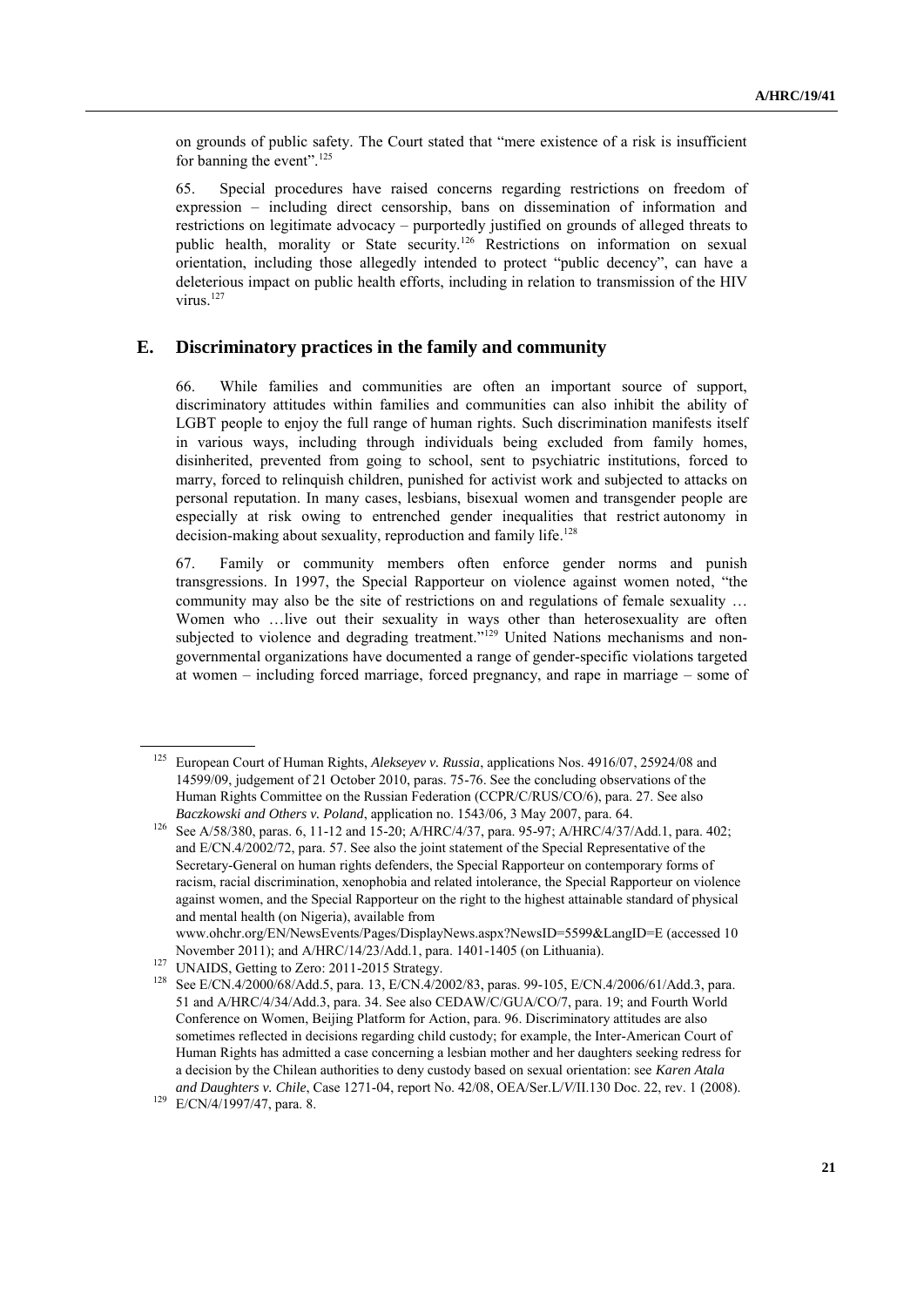on grounds of public safety. The Court stated that "mere existence of a risk is insufficient for banning the event".[125]

65. Special procedures have raised concerns regarding restrictions on freedom of expression – including direct censorship, bans on dissemination of information and restrictions on legitimate advocacy – purportedly justified on grounds of alleged threats to public health, morality or State security.[126] Restrictions on information on sexual orientation, including those allegedly intended to protect "public decency", can have a deleterious impact on public health efforts, including in relation to transmission of the HIV virus.[127]

## E. Discriminatory practices in the family and community

66. While families and communities are often an important source of support, discriminatory attitudes within families and communities can also inhibit the ability of LGBT people to enjoy the full range of human rights. Such discrimination manifests itself in various ways, including through individuals being excluded from family homes, disinherited, prevented from going to school, sent to psychiatric institutions, forced to marry, forced to relinquish children, punished for activist work and subjected to attacks on personal reputation. In many cases, lesbians, bisexual women and transgender people are especially at risk owing to entrenched gender inequalities that restrict autonomy in decision-making about sexuality, reproduction and family life.[128]

67. Family or community members often enforce gender norms and punish transgressions. In 1997, the Special Rapporteur on violence against women noted, "the community may also be the site of restrictions on and regulations of female sexuality … Women who …live out their sexuality in ways other than heterosexuality are often subjected to violence and degrading treatment."[129] United Nations mechanisms and non-governmental organizations have documented a range of gender-specific violations targeted at women – including forced marriage, forced pregnancy, and rape in marriage – some of

---

[125] European Court of Human Rights, *Alekseyev v. Russia*, applications Nos. 4916/07, 25924/08 and 14599/09, judgement of 21 October 2010, paras. 75-76. See the concluding observations of the Human Rights Committee on the Russian Federation (CCPR/C/RUS/CO/6), para. 27. See also *Baczkowski and Others v. Poland*, application no. 1543/06, 3 May 2007, para. 64.

[126] See A/58/380, paras. 6, 11-12 and 15-20; A/HRC/4/37, para. 95-97; A/HRC/4/37/Add.1, para. 402; and E/CN.4/2002/72, para. 57. See also the joint statement of the Special Representative of the Secretary-General on human rights defenders, the Special Rapporteur on contemporary forms of racism, racial discrimination, xenophobia and related intolerance, the Special Rapporteur on violence against women, and the Special Rapporteur on the right to the highest attainable standard of physical and mental health (on Nigeria), available from www.ohchr.org/EN/NewsEvents/Pages/DisplayNews.aspx?NewsID=5599&LangID=E (accessed 10 November 2011); and A/HRC/14/23/Add.1, para. 1401-1405 (on Lithuania).

[127] UNAIDS, Getting to Zero: 2011-2015 Strategy.

[128] See E/CN.4/2000/68/Add.5, para. 13, E/CN.4/2002/83, paras. 99-105, E/CN.4/2006/61/Add.3, para. 51 and A/HRC/4/34/Add.3, para. 34. See also CEDAW/C/GUA/CO/7, para. 19; and Fourth World Conference on Women, Beijing Platform for Action, para. 96. Discriminatory attitudes are also sometimes reflected in decisions regarding child custody; for example, the Inter-American Court of Human Rights has admitted a case concerning a lesbian mother and her daughters seeking redress for a decision by the Chilean authorities to deny custody based on sexual orientation: see *Karen Atala and Daughters v. Chile*, Case 1271-04, report No. 42/08, OEA/Ser.L/V/II.130 Doc. 22, rev. 1 (2008).

[129] E/CN/4/1997/47, para. 8.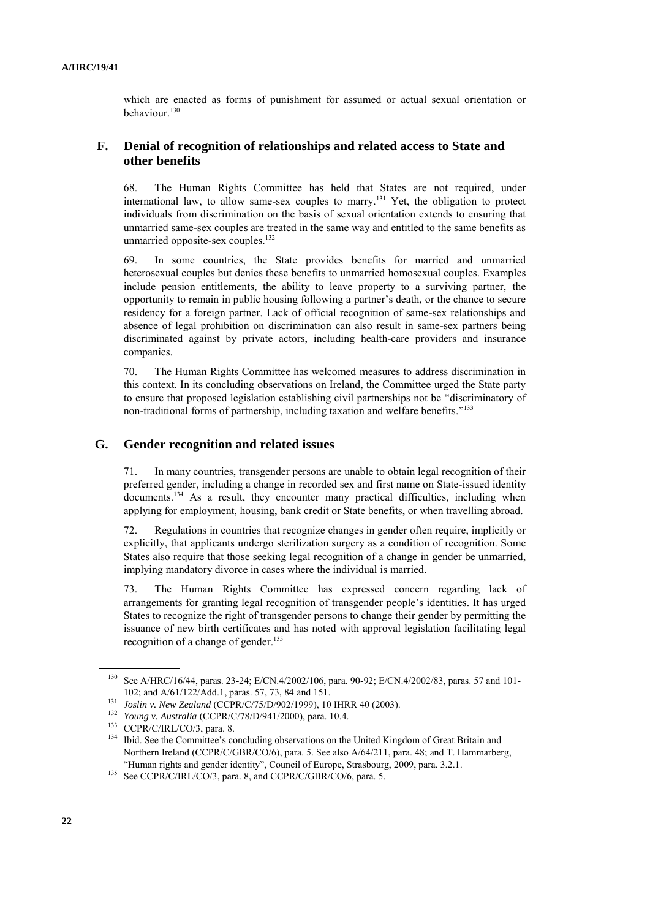which are enacted as forms of punishment for assumed or actual sexual orientation or behaviour.[130]

## F. Denial of recognition of relationships and related access to State and other benefits

68. The Human Rights Committee has held that States are not required, under international law, to allow same-sex couples to marry.[131] Yet, the obligation to protect individuals from discrimination on the basis of sexual orientation extends to ensuring that unmarried same-sex couples are treated in the same way and entitled to the same benefits as unmarried opposite-sex couples.[132]

69. In some countries, the State provides benefits for married and unmarried heterosexual couples but denies these benefits to unmarried homosexual couples. Examples include pension entitlements, the ability to leave property to a surviving partner, the opportunity to remain in public housing following a partner's death, or the chance to secure residency for a foreign partner. Lack of official recognition of same-sex relationships and absence of legal prohibition on discrimination can also result in same-sex partners being discriminated against by private actors, including health-care providers and insurance companies.

70. The Human Rights Committee has welcomed measures to address discrimination in this context. In its concluding observations on Ireland, the Committee urged the State party to ensure that proposed legislation establishing civil partnerships not be "discriminatory of non-traditional forms of partnership, including taxation and welfare benefits."[133]

## G. Gender recognition and related issues

71. In many countries, transgender persons are unable to obtain legal recognition of their preferred gender, including a change in recorded sex and first name on State-issued identity documents.[134] As a result, they encounter many practical difficulties, including when applying for employment, housing, bank credit or State benefits, or when travelling abroad.

72. Regulations in countries that recognize changes in gender often require, implicitly or explicitly, that applicants undergo sterilization surgery as a condition of recognition. Some States also require that those seeking legal recognition of a change in gender be unmarried, implying mandatory divorce in cases where the individual is married.

73. The Human Rights Committee has expressed concern regarding lack of arrangements for granting legal recognition of transgender people's identities. It has urged States to recognize the right of transgender persons to change their gender by permitting the issuance of new birth certificates and has noted with approval legislation facilitating legal recognition of a change of gender.[135]

---

[130] See A/HRC/16/44, paras. 23-24; E/CN.4/2002/106, para. 90-92; E/CN.4/2002/83, paras. 57 and 101-102; and A/61/122/Add.1, paras. 57, 73, 84 and 151.

[131] *Joslin v. New Zealand* (CCPR/C/75/D/902/1999), 10 IHRR 40 (2003).

[132] *Young v. Australia* (CCPR/C/78/D/941/2000), para. 10.4.

[133] CCPR/C/IRL/CO/3, para. 8.

[134] Ibid. See the Committee's concluding observations on the United Kingdom of Great Britain and Northern Ireland (CCPR/C/GBR/CO/6), para. 5. See also A/64/211, para. 48; and T. Hammarberg, "Human rights and gender identity", Council of Europe, Strasbourg, 2009, para. 3.2.1.

[135] See CCPR/C/IRL/CO/3, para. 8, and CCPR/C/GBR/CO/6, para. 5.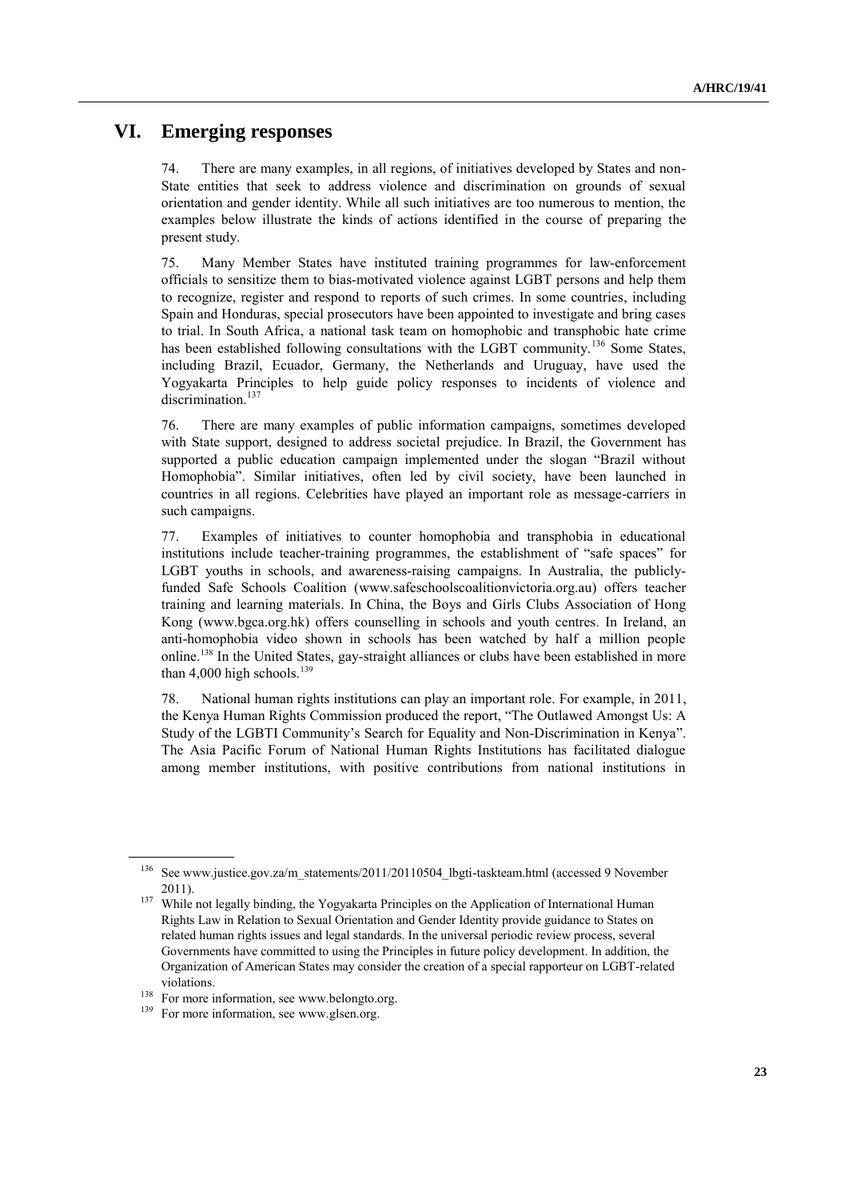# VI. Emerging responses

74. There are many examples, in all regions, of initiatives developed by States and non-State entities that seek to address violence and discrimination on grounds of sexual orientation and gender identity. While all such initiatives are too numerous to mention, the examples below illustrate the kinds of actions identified in the course of preparing the present study.

75. Many Member States have instituted training programmes for law-enforcement officials to sensitize them to bias-motivated violence against LGBT persons and help them to recognize, register and respond to reports of such crimes. In some countries, including Spain and Honduras, special prosecutors have been appointed to investigate and bring cases to trial. In South Africa, a national task team on homophobic and transphobic hate crime has been established following consultations with the LGBT community.[136] Some States, including Brazil, Ecuador, Germany, the Netherlands and Uruguay, have used the Yogyakarta Principles to help guide policy responses to incidents of violence and discrimination.[137]

76. There are many examples of public information campaigns, sometimes developed with State support, designed to address societal prejudice. In Brazil, the Government has supported a public education campaign implemented under the slogan "Brazil without Homophobia". Similar initiatives, often led by civil society, have been launched in countries in all regions. Celebrities have played an important role as message-carriers in such campaigns.

77. Examples of initiatives to counter homophobia and transphobia in educational institutions include teacher-training programmes, the establishment of "safe spaces" for LGBT youths in schools, and awareness-raising campaigns. In Australia, the publicly-funded Safe Schools Coalition (www.safeschoolscoalitionvictoria.org.au) offers teacher training and learning materials. In China, the Boys and Girls Clubs Association of Hong Kong (www.bgca.org.hk) offers counselling in schools and youth centres. In Ireland, an anti-homophobia video shown in schools has been watched by half a million people online.[138] In the United States, gay-straight alliances or clubs have been established in more than 4,000 high schools.[139]

78. National human rights institutions can play an important role. For example, in 2011, the Kenya Human Rights Commission produced the report, "The Outlawed Amongst Us: A Study of the LGBTI Community's Search for Equality and Non-Discrimination in Kenya". The Asia Pacific Forum of National Human Rights Institutions has facilitated dialogue among member institutions, with positive contributions from national institutions in

---

[136] See www.justice.gov.za/m_statements/2011/20110504_lbgti-taskteam.html (accessed 9 November 2011).

[137] While not legally binding, the Yogyakarta Principles on the Application of International Human Rights Law in Relation to Sexual Orientation and Gender Identity provide guidance to States on related human rights issues and legal standards. In the universal periodic review process, several Governments have committed to using the Principles in future policy development. In addition, the Organization of American States may consider the creation of a special rapporteur on LGBT-related violations.

[138] For more information, see www.belongto.org.

[139] For more information, see www.glsen.org.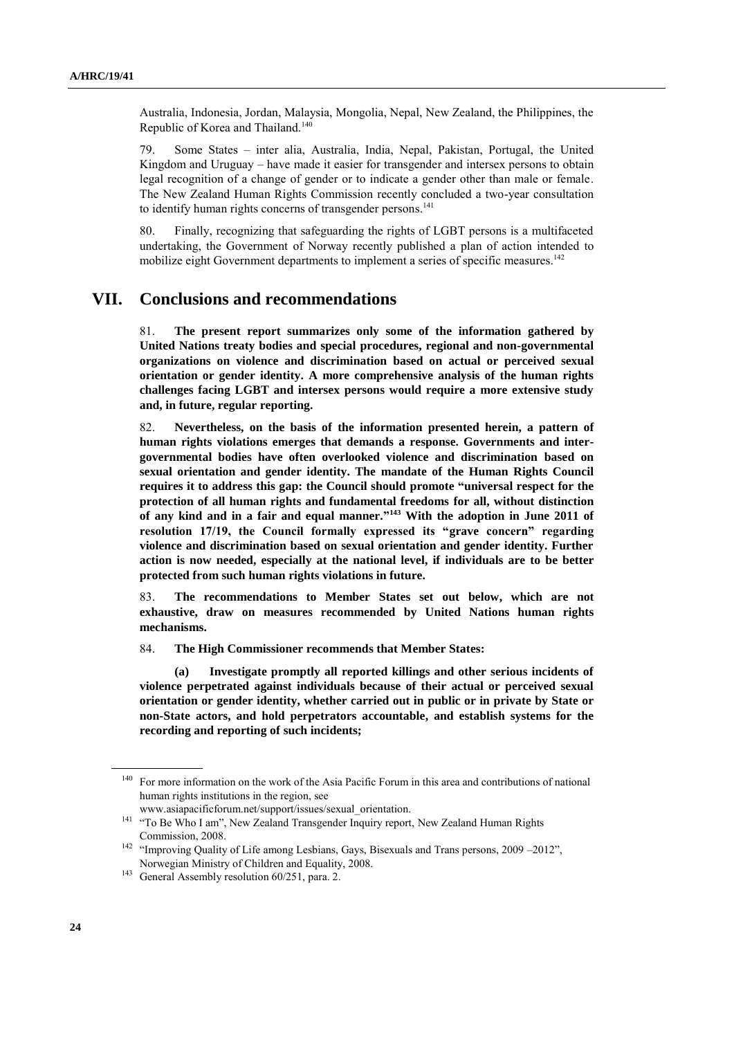Australia, Indonesia, Jordan, Malaysia, Mongolia, Nepal, New Zealand, the Philippines, the Republic of Korea and Thailand.[140]

79. Some States – inter alia, Australia, India, Nepal, Pakistan, Portugal, the United Kingdom and Uruguay – have made it easier for transgender and intersex persons to obtain legal recognition of a change of gender or to indicate a gender other than male or female. The New Zealand Human Rights Commission recently concluded a two-year consultation to identify human rights concerns of transgender persons.[141]

80. Finally, recognizing that safeguarding the rights of LGBT persons is a multifaceted undertaking, the Government of Norway recently published a plan of action intended to mobilize eight Government departments to implement a series of specific measures.[142]

## VII. Conclusions and recommendations

81. **The present report summarizes only some of the information gathered by United Nations treaty bodies and special procedures, regional and non-governmental organizations on violence and discrimination based on actual or perceived sexual orientation or gender identity. A more comprehensive analysis of the human rights challenges facing LGBT and intersex persons would require a more extensive study and, in future, regular reporting.**

82. **Nevertheless, on the basis of the information presented herein, a pattern of human rights violations emerges that demands a response. Governments and inter-governmental bodies have often overlooked violence and discrimination based on sexual orientation and gender identity. The mandate of the Human Rights Council requires it to address this gap: the Council should promote "universal respect for the protection of all human rights and fundamental freedoms for all, without distinction of any kind and in a fair and equal manner."[143] With the adoption in June 2011 of resolution 17/19, the Council formally expressed its "grave concern" regarding violence and discrimination based on sexual orientation and gender identity. Further action is now needed, especially at the national level, if individuals are to be better protected from such human rights violations in future.**

83. **The recommendations to Member States set out below, which are not exhaustive, draw on measures recommended by United Nations human rights mechanisms.**

84. **The High Commissioner recommends that Member States:**

**(a) Investigate promptly all reported killings and other serious incidents of violence perpetrated against individuals because of their actual or perceived sexual orientation or gender identity, whether carried out in public or in private by State or non-State actors, and hold perpetrators accountable, and establish systems for the recording and reporting of such incidents;**

---

[140] For more information on the work of the Asia Pacific Forum in this area and contributions of national human rights institutions in the region, see www.asiapacificforum.net/support/issues/sexual_orientation.

[141] "To Be Who I am", New Zealand Transgender Inquiry report, New Zealand Human Rights Commission, 2008.

[142] "Improving Quality of Life among Lesbians, Gays, Bisexuals and Trans persons, 2009 –2012", Norwegian Ministry of Children and Equality, 2008.

[143] General Assembly resolution 60/251, para. 2.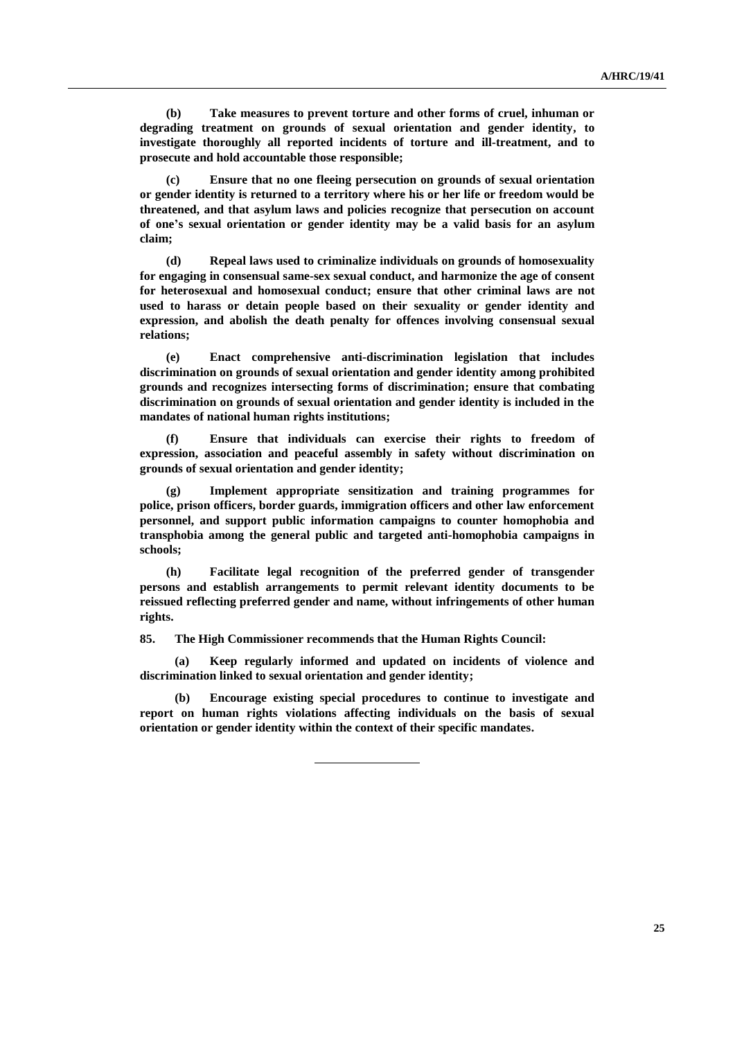**(b) Take measures to prevent torture and other forms of cruel, inhuman or degrading treatment on grounds of sexual orientation and gender identity, to investigate thoroughly all reported incidents of torture and ill-treatment, and to prosecute and hold accountable those responsible;**

**(c) Ensure that no one fleeing persecution on grounds of sexual orientation or gender identity is returned to a territory where his or her life or freedom would be threatened, and that asylum laws and policies recognize that persecution on account of one's sexual orientation or gender identity may be a valid basis for an asylum claim;**

**(d) Repeal laws used to criminalize individuals on grounds of homosexuality for engaging in consensual same-sex sexual conduct, and harmonize the age of consent for heterosexual and homosexual conduct; ensure that other criminal laws are not used to harass or detain people based on their sexuality or gender identity and expression, and abolish the death penalty for offences involving consensual sexual relations;**

**(e) Enact comprehensive anti-discrimination legislation that includes discrimination on grounds of sexual orientation and gender identity among prohibited grounds and recognizes intersecting forms of discrimination; ensure that combating discrimination on grounds of sexual orientation and gender identity is included in the mandates of national human rights institutions;**

**(f) Ensure that individuals can exercise their rights to freedom of expression, association and peaceful assembly in safety without discrimination on grounds of sexual orientation and gender identity;**

**(g) Implement appropriate sensitization and training programmes for police, prison officers, border guards, immigration officers and other law enforcement personnel, and support public information campaigns to counter homophobia and transphobia among the general public and targeted anti-homophobia campaigns in schools;**

**(h) Facilitate legal recognition of the preferred gender of transgender persons and establish arrangements to permit relevant identity documents to be reissued reflecting preferred gender and name, without infringements of other human rights.**

**85. The High Commissioner recommends that the Human Rights Council:**

**(a) Keep regularly informed and updated on incidents of violence and discrimination linked to sexual orientation and gender identity;**

**(b) Encourage existing special procedures to continue to investigate and report on human rights violations affecting individuals on the basis of sexual orientation or gender identity within the context of their specific mandates.**